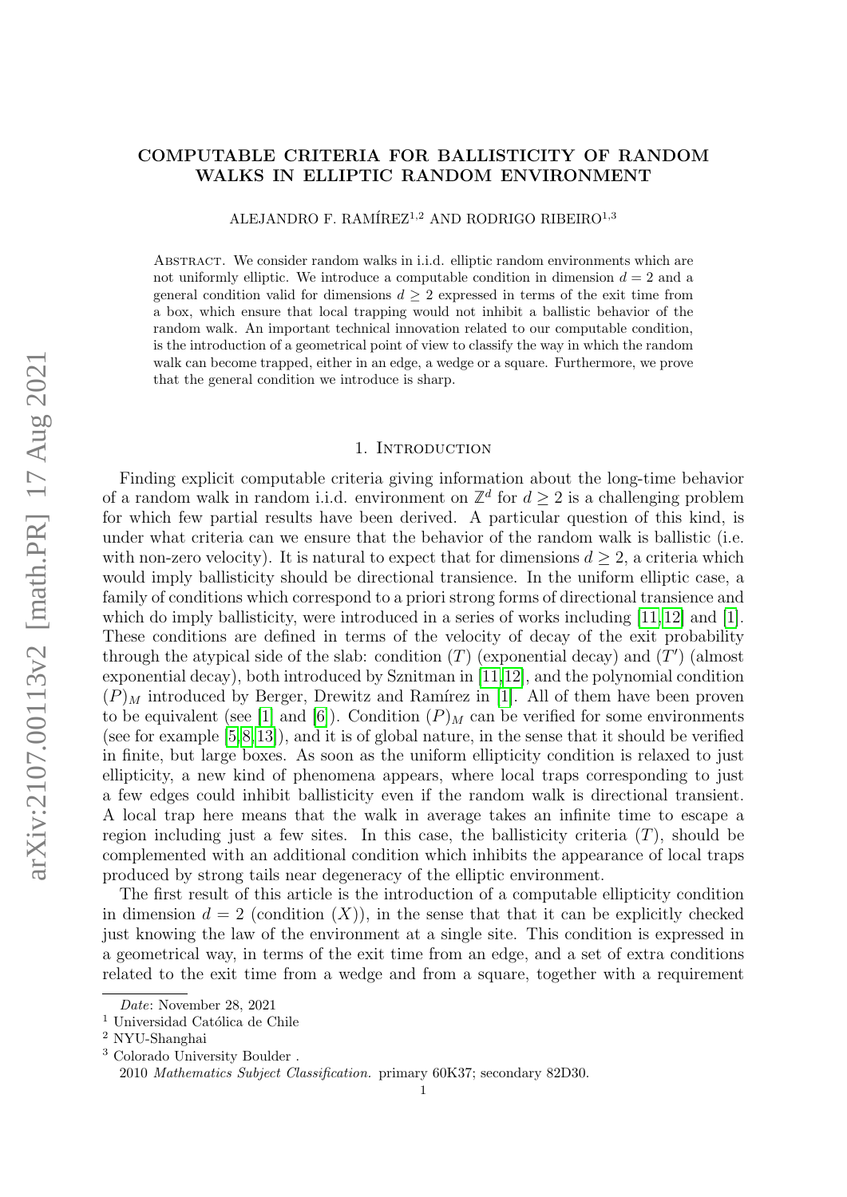# COMPUTABLE CRITERIA FOR BALLISTICITY OF RANDOM WALKS IN ELLIPTIC RANDOM ENVIRONMENT

ALEJANDRO F. RAMÍREZ[1,2] AND RODRIGO RIBEIRO[1,3]

Abstract. We consider random walks in i.i.d. elliptic random environments which are not uniformly elliptic. We introduce a computable condition in dimension $d = 2$ and a general condition valid for dimensions $d \geq 2$ expressed in terms of the exit time from a box, which ensure that local trapping would not inhibit a ballistic behavior of the random walk. An important technical innovation related to our computable condition, is the introduction of a geometrical point of view to classify the way in which the random walk can become trapped, either in an edge, a wedge or a square. Furthermore, we prove that the general condition we introduce is sharp.

## 1. Introduction

Finding explicit computable criteria giving information about the long-time behavior of a random walk in random i.i.d. environment on $\mathbb{Z}^d$ for $d \geq 2$ is a challenging problem for which few partial results have been derived. A particular question of this kind, is under what criteria can we ensure that the behavior of the random walk is ballistic (i.e. with non-zero velocity). It is natural to expect that for dimensions $d \geq 2$, a criteria which would imply ballisticity should be directional transience. In the uniform elliptic case, a family of conditions which correspond to a priori strong forms of directional transience and which do imply ballisticity, were introduced in a series of works including [11,12] and [1]. These conditions are defined in terms of the velocity of decay of the exit probability through the atypical side of the slab: condition $(T)$ (exponential decay) and $(T')$ (almost exponential decay), both introduced by Sznitman in [11,12], and the polynomial condition $(P)_M$ introduced by Berger, Drewitz and Ramírez in [1]. All of them have been proven to be equivalent (see [1] and [6]). Condition $(P)_M$ can be verified for some environments (see for example [5,8,13]), and it is of global nature, in the sense that it should be verified in finite, but large boxes. As soon as the uniform ellipticity condition is relaxed to just ellipticity, a new kind of phenomena appears, where local traps corresponding to just a few edges could inhibit ballisticity even if the random walk is directional transient. A local trap here means that the walk in average takes an infinite time to escape a region including just a few sites. In this case, the ballisticity criteria $(T)$, should be complemented with an additional condition which inhibits the appearance of local traps produced by strong tails near degeneracy of the elliptic environment.

The first result of this article is the introduction of a computable ellipticity condition in dimension $d = 2$ (condition $(X)$), in the sense that that it can be explicitly checked just knowing the law of the environment at a single site. This condition is expressed in a geometrical way, in terms of the exit time from an edge, and a set of extra conditions related to the exit time from a wedge and from a square, together with a requirement

---

*Date*: November 28, 2021

[1] Universidad Católica de Chile

[2] NYU-Shanghai

[3] Colorado University Boulder .

2010 *Mathematics Subject Classification.* primary 60K37; secondary 82D30.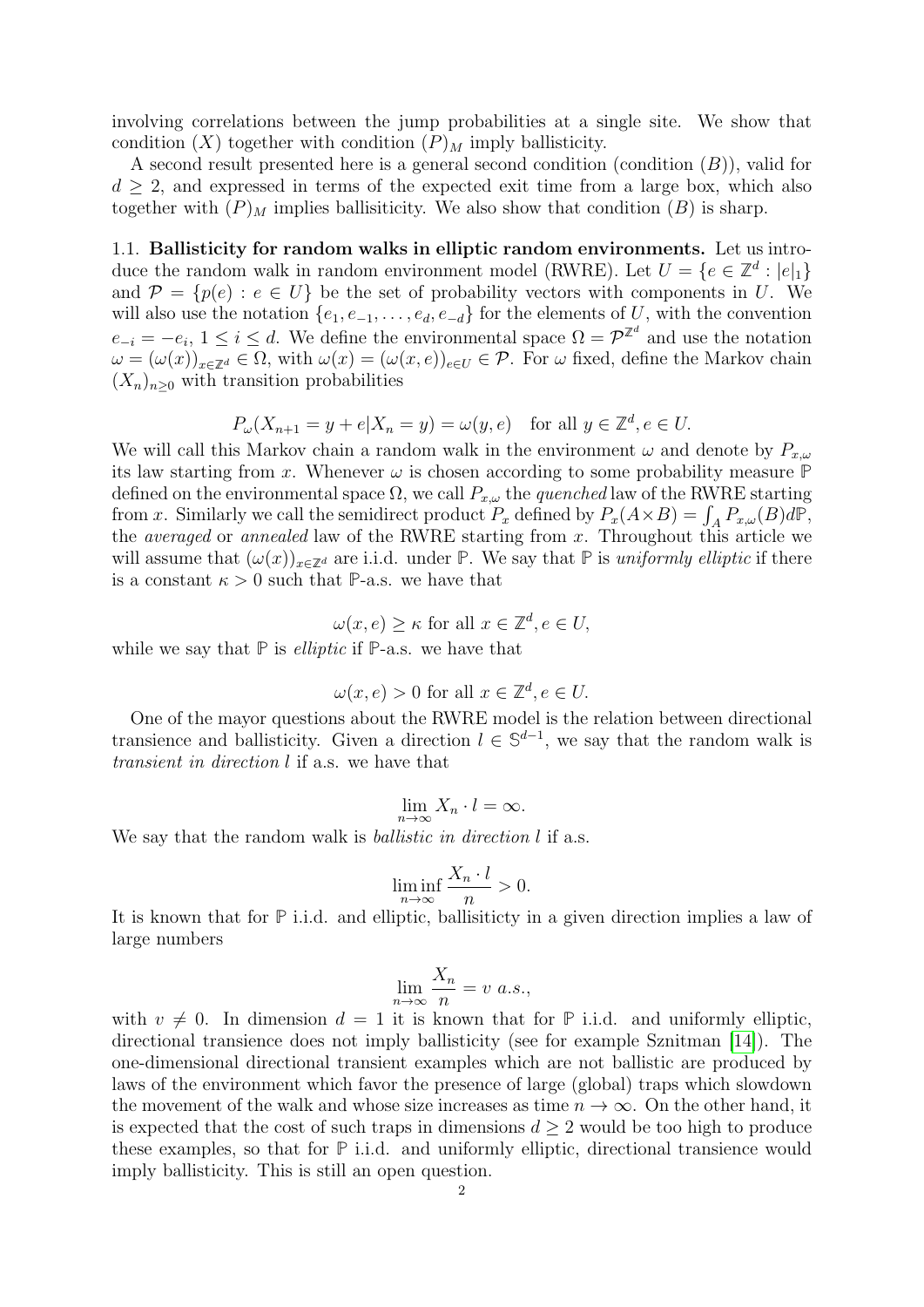involving correlations between the jump probabilities at a single site. We show that condition $(X)$ together with condition $(P)_M$ imply ballisticity.

A second result presented here is a general second condition (condition $(B)$), valid for $d \geq 2$, and expressed in terms of the expected exit time from a large box, which also together with $(P)_M$ implies ballisiticity. We also show that condition $(B)$ is sharp.

**1.1. Ballisticity for random walks in elliptic random environments.** Let us introduce the random walk in random environment model (RWRE). Let $U = \{e \in \mathbb{Z}^d : |e|_1\}$ and $\mathcal{P} = \{p(e) : e \in U\}$ be the set of probability vectors with components in $U$. We will also use the notation $\{e_1, e_{-1}, \dots, e_d, e_{-d}\}$ for the elements of $U$, with the convention $e_{-i} = -e_i$, $1 \leq i \leq d$. We define the environmental space $\Omega = \mathcal{P}^{\mathbb{Z}^d}$ and use the notation $\omega = (\omega(x))_{x \in \mathbb{Z}^d} \in \Omega$, with $\omega(x) = (\omega(x,e))_{e \in U} \in \mathcal{P}$. For $\omega$ fixed, define the Markov chain $(X_n)_{n \geq 0}$ with transition probabilities

$$P_\omega(X_{n+1} = y + e | X_n = y) = \omega(y, e) \quad \text{for all } y \in \mathbb{Z}^d, e \in U.$$

We will call this Markov chain a random walk in the environment $\omega$ and denote by $P_{x,\omega}$ its law starting from $x$. Whenever $\omega$ is chosen according to some probability measure $\mathbb{P}$ defined on the environmental space $\Omega$, we call $P_{x,\omega}$ the *quenched* law of the RWRE starting from $x$. Similarly we call the semidirect product $P_x$ defined by $P_x(A \times B) = \int_A P_{x,\omega}(B) d\mathbb{P}$, the *averaged* or *annealed* law of the RWRE starting from $x$. Throughout this article we will assume that $(\omega(x))_{x \in \mathbb{Z}^d}$ are i.i.d. under $\mathbb{P}$. We say that $\mathbb{P}$ is *uniformly elliptic* if there is a constant $\kappa > 0$ such that $\mathbb{P}$-a.s. we have that

$$\omega(x, e) \geq \kappa \text{ for all } x \in \mathbb{Z}^d, e \in U,$$

while we say that $\mathbb{P}$ is *elliptic* if $\mathbb{P}$-a.s. we have that

$$\omega(x, e) > 0 \text{ for all } x \in \mathbb{Z}^d, e \in U.$$

One of the mayor questions about the RWRE model is the relation between directional transience and ballisticity. Given a direction $l \in \mathbb{S}^{d-1}$, we say that the random walk is *transient in direction* $l$ if a.s. we have that

$$\lim_{n \to \infty} X_n \cdot l = \infty.$$

We say that the random walk is *ballistic in direction* $l$ if a.s.

$$\liminf_{n \to \infty} \frac{X_n \cdot l}{n} > 0.$$

It is known that for $\mathbb{P}$ i.i.d. and elliptic, ballisiticty in a given direction implies a law of large numbers

$$\lim_{n \to \infty} \frac{X_n}{n} = v \ a.s.,$$

with $v \neq 0$. In dimension $d = 1$ it is known that for $\mathbb{P}$ i.i.d. and uniformly elliptic, directional transience does not imply ballisticity (see for example Sznitman [14]). The one-dimensional directional transient examples which are not ballistic are produced by laws of the environment which favor the presence of large (global) traps which slowdown the movement of the walk and whose size increases as time $n \to \infty$. On the other hand, it is expected that the cost of such traps in dimensions $d \geq 2$ would be too high to produce these examples, so that for $\mathbb{P}$ i.i.d. and uniformly elliptic, directional transience would imply ballisticity. This is still an open question.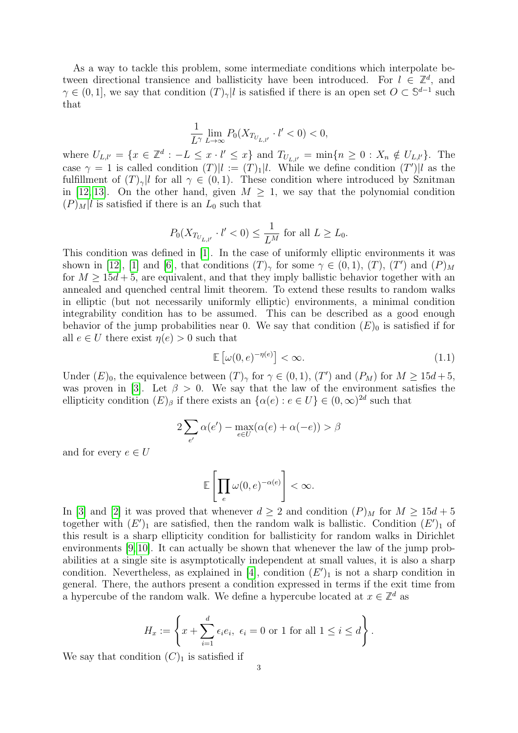As a way to tackle this problem, some intermediate conditions which interpolate between directional transience and ballisticity have been introduced. For $l \in \mathbb{Z}^d$, and $\gamma \in (0,1]$, we say that condition $(T)_\gamma|l$ is satisfied if there is an open set $O \subset \mathbb{S}^{d-1}$ such that

$$\frac{1}{L^\gamma} \lim_{L\to\infty} P_0(X_{T_{U_{L,l'}}} \cdot l' < 0) < 0,$$

where $U_{L,l'} = \{x \in \mathbb{Z}^d : -L \leq x \cdot l' \leq x\}$ and $T_{U_{L,l'}} = \min\{n \geq 0 : X_n \notin U_{L,l'}\}$. The case $\gamma = 1$ is called condition $(T)|l := (T)_1|l$. While we define condition $(T')|l$ as the fulfillment of $(T)_\gamma|l$ for all $\gamma \in (0,1)$. These condition where introduced by Sznitman in [12, 13]. On the other hand, given $M \geq 1$, we say that the polynomial condition $(P)_M|l$ is satisfied if there is an $L_0$ such that

$$P_0(X_{T_{U_{L,l'}}} \cdot l' < 0) \leq \frac{1}{L^M} \text{ for all } L \geq L_0.$$

This condition was defined in [1]. In the case of uniformly elliptic environments it was shown in [12], [1] and [6], that conditions $(T)_\gamma$ for some $\gamma \in (0,1)$, $(T)$, $(T')$ and $(P)_M$ for $M \geq 15d+5$, are equivalent, and that they imply ballistic behavior together with an annealed and quenched central limit theorem. To extend these results to random walks in elliptic (but not necessarily uniformly elliptic) environments, a minimal condition integrability condition has to be assumed. This can be described as a good enough behavior of the jump probabilities near 0. We say that condition $(E)_0$ is satisfied if for all $e \in U$ there exist $\eta(e) > 0$ such that

$$\mathbb{E}\left[\omega(0,e)^{-\eta(e)}\right] < \infty. \tag{1.1}$$

Under $(E)_0$, the equivalence between $(T)_\gamma$ for $\gamma \in (0,1)$, $(T')$ and $(P_M)$ for $M \geq 15d+5$, was proven in [3]. Let $\beta > 0$. We say that the law of the environment satisfies the ellipticity condition $(E)_\beta$ if there exists an $\{\alpha(e) : e \in U\} \in (0,\infty)^{2d}$ such that

$$2\sum_{e'} \alpha(e') - \max_{e\in U}(\alpha(e) + \alpha(-e)) > \beta$$

and for every $e \in U$

$$\mathbb{E}\left[\prod_e \omega(0,e)^{-\alpha(e)}\right] < \infty.$$

In [3] and [2] it was proved that whenever $d \geq 2$ and condition $(P)_M$ for $M \geq 15d+5$ together with $(E')_1$ are satisfied, then the random walk is ballistic. Condition $(E')_1$ of this result is a sharp ellipticity condition for ballisticity for random walks in Dirichlet environments [9, 10]. It can actually be shown that whenever the law of the jump probabilities at a single site is asymptotically independent at small values, it is also a sharp condition. Nevertheless, as explained in [4], condition $(E')_1$ is not a sharp condition in general. There, the authors present a condition expressed in terms if the exit time from a hypercube of the random walk. We define a hypercube located at $x \in \mathbb{Z}^d$ as

$$H_x := \left\{x + \sum_{i=1}^d \epsilon_i e_i,\ \epsilon_i = 0 \text{ or } 1 \text{ for all } 1 \leq i \leq d\right\}.$$

We say that condition $(C)_1$ is satisfied if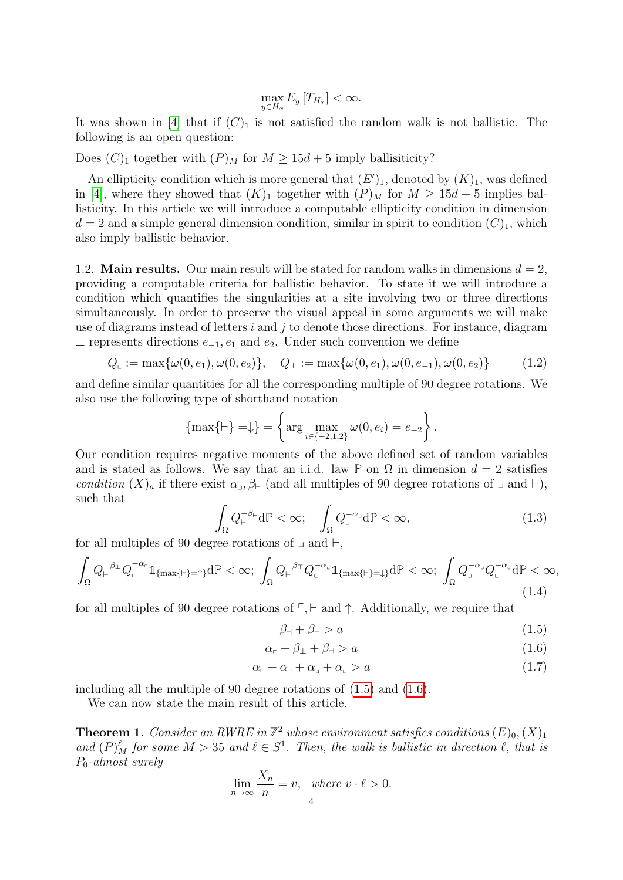$$\max_{y \in H_x} E_y \left[ T_{H_x} \right] < \infty.$$

It was shown in [4] that if $(C)_1$ is not satisfied the random walk is not ballistic. The following is an open question:

Does $(C)_1$ together with $(P)_M$ for $M \geq 15d + 5$ imply ballisiticity?

An ellipticity condition which is more general that $(E')_1$, denoted by $(K)_1$, was defined in [4], where they showed that $(K)_1$ together with $(P)_M$ for $M \geq 15d + 5$ implies ballisticity. In this article we will introduce a computable ellipticity condition in dimension $d = 2$ and a simple general dimension condition, similar in spirit to condition $(C)_1$, which also imply ballistic behavior.

1.2. **Main results.** Our main result will be stated for random walks in dimensions $d = 2$, providing a computable criteria for ballistic behavior. To state it we will introduce a condition which quantifies the singularities at a site involving two or three directions simultaneously. In order to preserve the visual appeal in some arguments we will make use of diagrams instead of letters $i$ and $j$ to denote those directions. For instance, diagram $\bot$ represents directions $e_{-1}, e_1$ and $e_2$. Under such convention we define

$$Q_{\llcorner} := \max\{\omega(0, e_1), \omega(0, e_2)\}, \quad Q_{\bot} := \max\{\omega(0, e_1), \omega(0, e_{-1}), \omega(0, e_2)\} \tag{1.2}$$

and define similar quantities for all the corresponding multiple of 90 degree rotations. We also use the following type of shorthand notation

$$\{\max\{\vdash\} = \downarrow\} = \left\{ \arg \max_{i \in \{-2,1,2\}} \omega(0, e_i) = e_{-2} \right\}.$$

Our condition requires negative moments of the above defined set of random variables and is stated as follows. We say that an i.i.d. law $\mathbb{P}$ on $\Omega$ in dimension $d = 2$ satisfies *condition* $(X)_a$ if there exist $\alpha_{\lrcorner}, \beta_{\vdash}$ (and all multiples of 90 degree rotations of $\lrcorner$ and $\vdash$), such that

$$\int_\Omega Q_{\vdash}^{-\beta_{\vdash}} \mathrm{d}\mathbb{P} < \infty; \quad \int_\Omega Q_{\lrcorner}^{-\alpha_{\lrcorner}} \mathrm{d}\mathbb{P} < \infty, \tag{1.3}$$

for all multiples of 90 degree rotations of $\lrcorner$ and $\vdash$,

$$\int_\Omega Q_{\vdash}^{-\beta_{\bot}} Q_{\ulcorner}^{-\alpha_{\ulcorner}} \mathbb{1}_{\{\max\{\vdash\}=\uparrow\}} \mathrm{d}\mathbb{P} < \infty; \int_\Omega Q_{\vdash}^{-\beta_{\top}} Q_{\llcorner}^{-\alpha_{\llcorner}} \mathbb{1}_{\{\max\{\vdash\}=\downarrow\}} \mathrm{d}\mathbb{P} < \infty; \int_\Omega Q_{\lrcorner}^{-\alpha_{\lrcorner}} Q_{\llcorner}^{-\alpha_{\llcorner}} \mathrm{d}\mathbb{P} < \infty, \tag{1.4}$$

for all multiples of 90 degree rotations of $\ulcorner, \vdash$ and $\uparrow$. Additionally, we require that

$$\beta_{\dashv} + \beta_{\vdash} > a \tag{1.5}$$

$$\alpha_{\ulcorner} + \beta_{\bot} + \beta_{\dashv} > a \tag{1.6}$$

$$\alpha_{\ulcorner} + \alpha_{\urcorner} + \alpha_{\lrcorner} + \alpha_{\llcorner} > a \tag{1.7}$$

including all the multiple of 90 degree rotations of (1.5) and (1.6).

We can now state the main result of this article.

**Theorem 1.** *Consider an RWRE in $\mathbb{Z}^2$ whose environment satisfies conditions $(E)_0, (X)_1$ and $(P)_M^\ell$ for some $M > 35$ and $\ell \in S^1$. Then, the walk is ballistic in direction $\ell$, that is $P_0$-almost surely*

$$\lim_{n \to \infty} \frac{X_n}{n} = v, \quad \textit{where } v \cdot \ell > 0.$$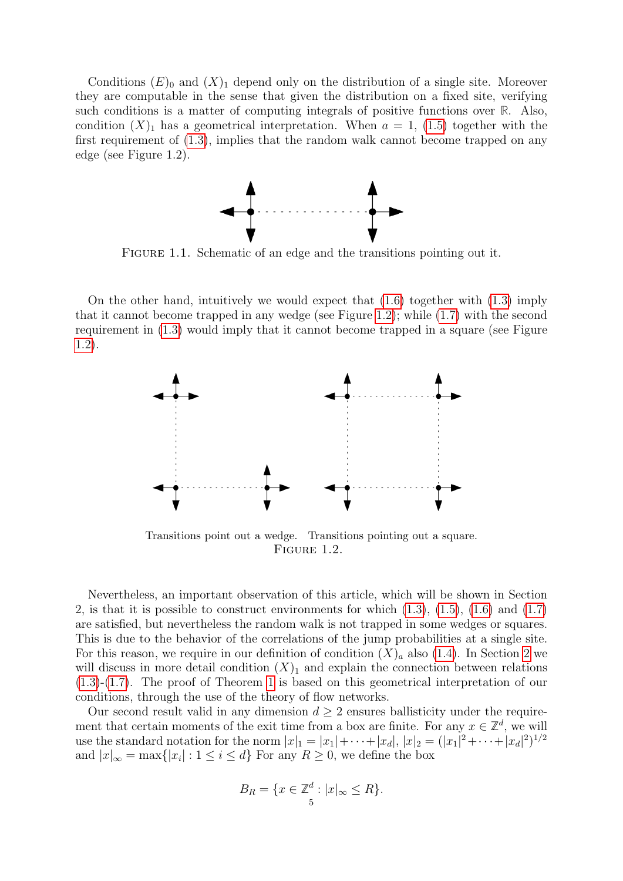Conditions $(E)_0$ and $(X)_1$ depend only on the distribution of a single site. Moreover they are computable in the sense that given the distribution on a fixed site, verifying such conditions is a matter of computing integrals of positive functions over $\mathbb{R}$. Also, condition $(X)_1$ has a geometrical interpretation. When $a = 1$, (1.5) together with the first requirement of (1.3), implies that the random walk cannot become trapped on any edge (see Figure 1.2).

Figure 1.1. Schematic of an edge and the transitions pointing out it.

On the other hand, intuitively we would expect that (1.6) together with (1.3) imply that it cannot become trapped in any wedge (see Figure 1.2); while (1.7) with the second requirement in (1.3) would imply that it cannot become trapped in a square (see Figure 1.2).

Transitions point out a wedge. Transitions pointing out a square.
Figure 1.2.

Nevertheless, an important observation of this article, which will be shown in Section 2, is that it is possible to construct environments for which (1.3), (1.5), (1.6) and (1.7) are satisfied, but nevertheless the random walk is not trapped in some wedges or squares. This is due to the behavior of the correlations of the jump probabilities at a single site. For this reason, we require in our definition of condition $(X)_a$ also (1.4). In Section 2 we will discuss in more detail condition $(X)_1$ and explain the connection between relations (1.3)-(1.7). The proof of Theorem 1 is based on this geometrical interpretation of our conditions, through the use of the theory of flow networks.

Our second result valid in any dimension $d \geq 2$ ensures ballisticity under the requirement that certain moments of the exit time from a box are finite. For any $x \in \mathbb{Z}^d$, we will use the standard notation for the norm $|x|_1 = |x_1| + \cdots + |x_d|$, $|x|_2 = (|x_1|^2 + \cdots + |x_d|^2)^{1/2}$ and $|x|_\infty = \max\{|x_i| : 1 \leq i \leq d\}$ For any $R \geq 0$, we define the box

$$B_R = \{x \in \mathbb{Z}^d : |x|_\infty \leq R\}.$$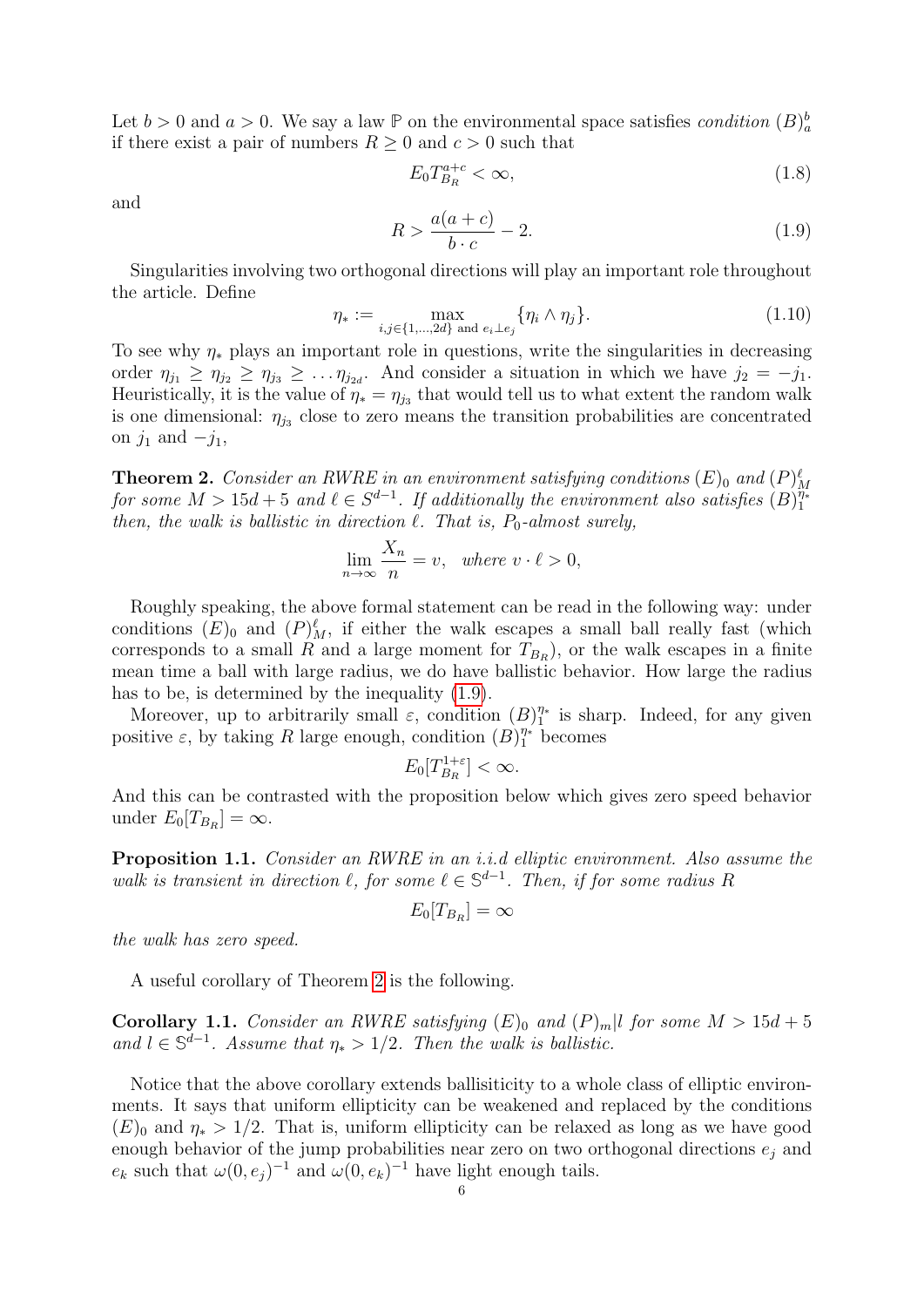Let $b > 0$ and $a > 0$. We say a law $\mathbb{P}$ on the environmental space satisfies *condition* $(B)_a^b$ if there exist a pair of numbers $R \geq 0$ and $c > 0$ such that

$$E_0 T_{B_R}^{a+c} < \infty, \tag{1.8}$$

and

$$R > \frac{a(a+c)}{b \cdot c} - 2. \tag{1.9}$$

Singularities involving two orthogonal directions will play an important role throughout the article. Define

$$\eta_* := \max_{i,j \in \{1,\ldots,2d\} \text{ and } e_i \perp e_j} \{\eta_i \wedge \eta_j\}. \tag{1.10}$$

To see why $\eta_*$ plays an important role in questions, write the singularities in decreasing order $\eta_{j_1} \geq \eta_{j_2} \geq \eta_{j_3} \geq \ldots \eta_{j_{2d}}$. And consider a situation in which we have $j_2 = -j_1$. Heuristically, it is the value of $\eta_* = \eta_{j_3}$ that would tell us to what extent the random walk is one dimensional: $\eta_{j_3}$ close to zero means the transition probabilities are concentrated on $j_1$ and $-j_1$,

**Theorem 2.** *Consider an RWRE in an environment satisfying conditions $(E)_0$ and $(P)_M^\ell$ for some $M > 15d + 5$ and $\ell \in S^{d-1}$. If additionally the environment also satisfies $(B)_1^{\eta_*}$ then, the walk is ballistic in direction $\ell$. That is, $P_0$-almost surely,*

$$\lim_{n\to\infty} \frac{X_n}{n} = v, \quad \textit{where } v \cdot \ell > 0,$$

Roughly speaking, the above formal statement can be read in the following way: under conditions $(E)_0$ and $(P)_M^\ell$, if either the walk escapes a small ball really fast (which corresponds to a small $R$ and a large moment for $T_{B_R}$), or the walk escapes in a finite mean time a ball with large radius, we do have ballistic behavior. How large the radius has to be, is determined by the inequality (1.9).

Moreover, up to arbitrarily small $\varepsilon$, condition $(B)_1^{\eta_*}$ is sharp. Indeed, for any given positive $\varepsilon$, by taking $R$ large enough, condition $(B)_1^{\eta_*}$ becomes

$$E_0[T_{B_R}^{1+\varepsilon}] < \infty.$$

And this can be contrasted with the proposition below which gives zero speed behavior under $E_0[T_{B_R}] = \infty$.

**Proposition 1.1.** *Consider an RWRE in an i.i.d elliptic environment. Also assume the walk is transient in direction $\ell$, for some $\ell \in \mathbb{S}^{d-1}$. Then, if for some radius $R$*

$$E_0[T_{B_R}] = \infty$$

*the walk has zero speed.*

A useful corollary of Theorem 2 is the following.

**Corollary 1.1.** *Consider an RWRE satisfying $(E)_0$ and $(P)_m|l$ for some $M > 15d + 5$ and $l \in \mathbb{S}^{d-1}$. Assume that $\eta_* > 1/2$. Then the walk is ballistic.*

Notice that the above corollary extends ballisiticity to a whole class of elliptic environments. It says that uniform ellipticity can be weakened and replaced by the conditions $(E)_0$ and $\eta_* > 1/2$. That is, uniform ellipticity can be relaxed as long as we have good enough behavior of the jump probabilities near zero on two orthogonal directions $e_j$ and $e_k$ such that $\omega(0, e_j)^{-1}$ and $\omega(0, e_k)^{-1}$ have light enough tails.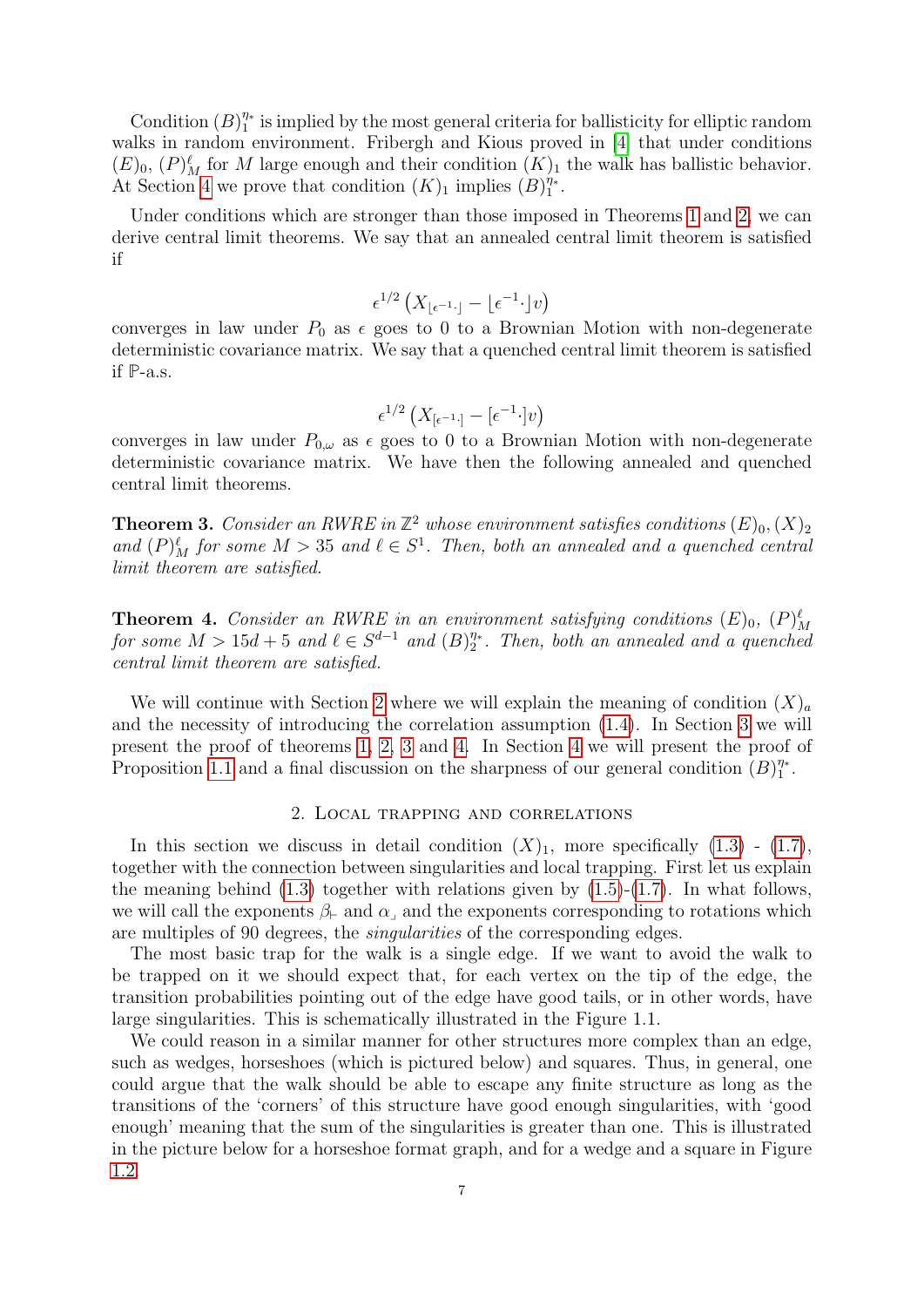Condition $(B)_1^{\eta_*}$ is implied by the most general criteria for ballisticity for elliptic random walks in random environment. Fribergh and Kious proved in [4] that under conditions $(E)_0$, $(P)_M^\ell$ for $M$ large enough and their condition $(K)_1$ the walk has ballistic behavior. At Section 4 we prove that condition $(K)_1$ implies $(B)_1^{\eta_*}$.

Under conditions which are stronger than those imposed in Theorems 1 and 2, we can derive central limit theorems. We say that an annealed central limit theorem is satisfied if

$$\epsilon^{1/2}\left(X_{\lfloor \epsilon^{-1}\cdot\rfloor} - \lfloor \epsilon^{-1}\cdot\rfloor v\right)$$

converges in law under $P_0$ as $\epsilon$ goes to 0 to a Brownian Motion with non-degenerate deterministic covariance matrix. We say that a quenched central limit theorem is satisfied if $\mathbb{P}$-a.s.

$$\epsilon^{1/2}\left(X_{[\epsilon^{-1}\cdot]} - [\epsilon^{-1}\cdot]v\right)$$

converges in law under $P_{0,\omega}$ as $\epsilon$ goes to 0 to a Brownian Motion with non-degenerate deterministic covariance matrix. We have then the following annealed and quenched central limit theorems.

**Theorem 3.** *Consider an RWRE in $\mathbb{Z}^2$ whose environment satisfies conditions $(E)_0, (X)_2$ and $(P)_M^\ell$ for some $M > 35$ and $\ell \in S^1$. Then, both an annealed and a quenched central limit theorem are satisfied.*

**Theorem 4.** *Consider an RWRE in an environment satisfying conditions $(E)_0$, $(P)_M^\ell$ for some $M > 15d + 5$ and $\ell \in S^{d-1}$ and $(B)_2^{\eta_*}$. Then, both an annealed and a quenched central limit theorem are satisfied.*

We will continue with Section 2 where we will explain the meaning of condition $(X)_a$ and the necessity of introducing the correlation assumption (1.4). In Section 3 we will present the proof of theorems 1, 2, 3 and 4. In Section 4 we will present the proof of Proposition 1.1 and a final discussion on the sharpness of our general condition $(B)_1^{\eta_*}$.

## 2. Local trapping and correlations

In this section we discuss in detail condition $(X)_1$, more specifically (1.3) - (1.7), together with the connection between singularities and local trapping. First let us explain the meaning behind (1.3) together with relations given by (1.5)-(1.7). In what follows, we will call the exponents $\beta_{\vdash}$ and $\alpha_{\lrcorner}$ and the exponents corresponding to rotations which are multiples of 90 degrees, the *singularities* of the corresponding edges.

The most basic trap for the walk is a single edge. If we want to avoid the walk to be trapped on it we should expect that, for each vertex on the tip of the edge, the transition probabilities pointing out of the edge have good tails, or in other words, have large singularities. This is schematically illustrated in the Figure 1.1.

We could reason in a similar manner for other structures more complex than an edge, such as wedges, horseshoes (which is pictured below) and squares. Thus, in general, one could argue that the walk should be able to escape any finite structure as long as the transitions of the 'corners' of this structure have good enough singularities, with 'good enough' meaning that the sum of the singularities is greater than one. This is illustrated in the picture below for a horseshoe format graph, and for a wedge and a square in Figure 1.2.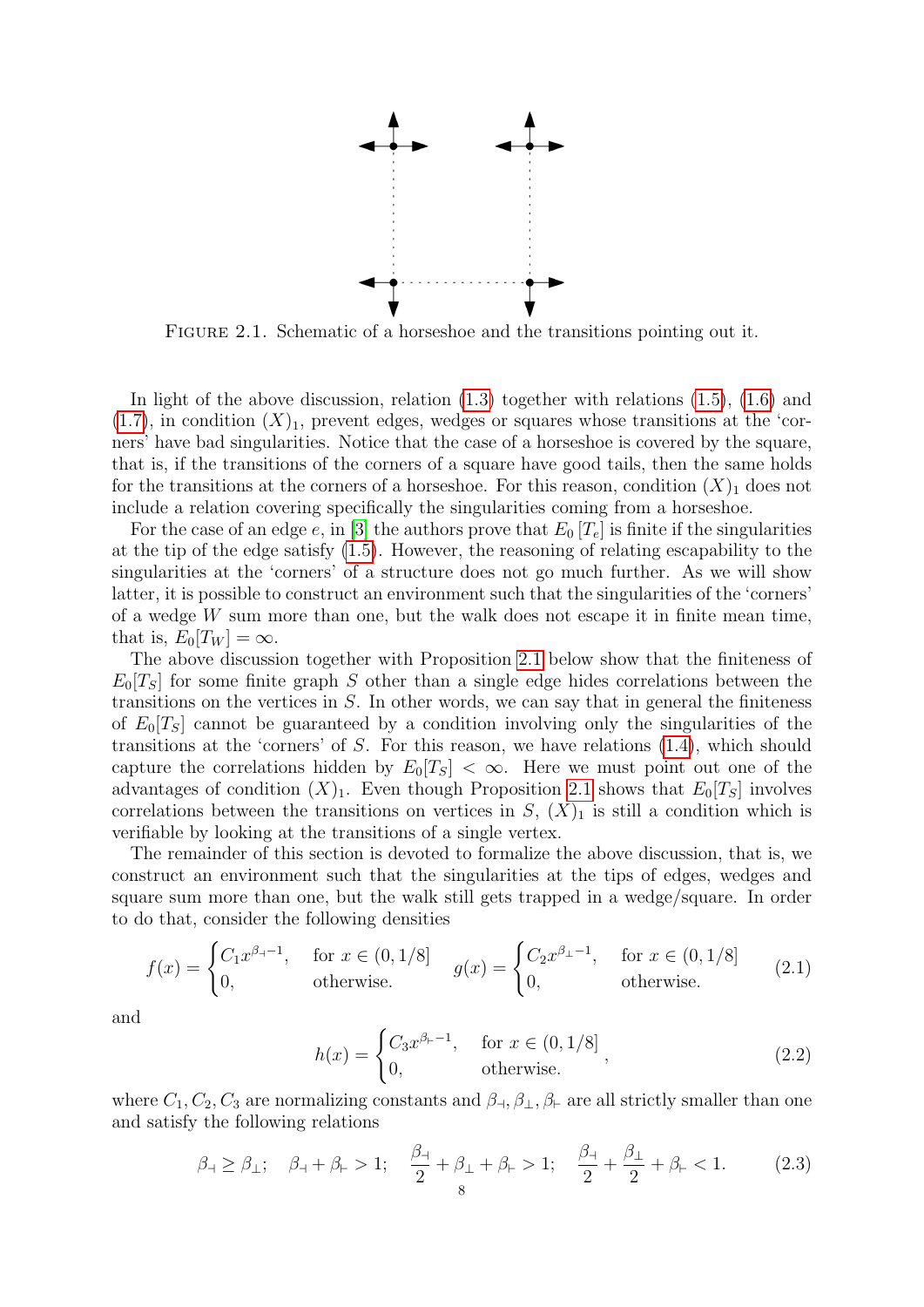Figure 2.1. Schematic of a horseshoe and the transitions pointing out it.

In light of the above discussion, relation (1.3) together with relations (1.5), (1.6) and (1.7), in condition $(X)_1$, prevent edges, wedges or squares whose transitions at the 'corners' have bad singularities. Notice that the case of a horseshoe is covered by the square, that is, if the transitions of the corners of a square have good tails, then the same holds for the transitions at the corners of a horseshoe. For this reason, condition $(X)_1$ does not include a relation covering specifically the singularities coming from a horseshoe.

For the case of an edge $e$, in [3] the authors prove that $E_0[T_e]$ is finite if the singularities at the tip of the edge satisfy (1.5). However, the reasoning of relating escapability to the singularities at the 'corners' of a structure does not go much further. As we will show latter, it is possible to construct an environment such that the singularities of the 'corners' of a wedge $W$ sum more than one, but the walk does not escape it in finite mean time, that is, $E_0[T_W] = \infty$.

The above discussion together with Proposition 2.1 below show that the finiteness of $E_0[T_S]$ for some finite graph $S$ other than a single edge hides correlations between the transitions on the vertices in $S$. In other words, we can say that in general the finiteness of $E_0[T_S]$ cannot be guaranteed by a condition involving only the singularities of the transitions at the 'corners' of $S$. For this reason, we have relations (1.4), which should capture the correlations hidden by $E_0[T_S] < \infty$. Here we must point out one of the advantages of condition $(X)_1$. Even though Proposition 2.1 shows that $E_0[T_S]$ involves correlations between the transitions on vertices in $S$, $(X)_1$ is still a condition which is verifiable by looking at the transitions of a single vertex.

The remainder of this section is devoted to formalize the above discussion, that is, we construct an environment such that the singularities at the tips of edges, wedges and square sum more than one, but the walk still gets trapped in a wedge/square. In order to do that, consider the following densities

$$f(x) = \begin{cases} C_1 x^{\beta_{\dashv}-1}, & \text{for } x \in (0, 1/8] \\ 0, & \text{otherwise.} \end{cases} \quad g(x) = \begin{cases} C_2 x^{\beta_{\perp}-1}, & \text{for } x \in (0, 1/8] \\ 0, & \text{otherwise.} \end{cases} \tag{2.1}$$

and

$$h(x) = \begin{cases} C_3 x^{\beta_{\vdash}-1}, & \text{for } x \in (0, 1/8] \\ 0, & \text{otherwise.} \end{cases}, \tag{2.2}$$

where $C_1, C_2, C_3$ are normalizing constants and $\beta_{\dashv}, \beta_{\perp}, \beta_{\vdash}$ are all strictly smaller than one and satisfy the following relations

$$\beta_{\dashv} \geq \beta_{\perp}; \quad \beta_{\dashv} + \beta_{\vdash} > 1; \quad \frac{\beta_{\dashv}}{2} + \beta_{\perp} + \beta_{\vdash} > 1; \quad \frac{\beta_{\dashv}}{2} + \frac{\beta_{\perp}}{2} + \beta_{\vdash} < 1. \tag{2.3}$$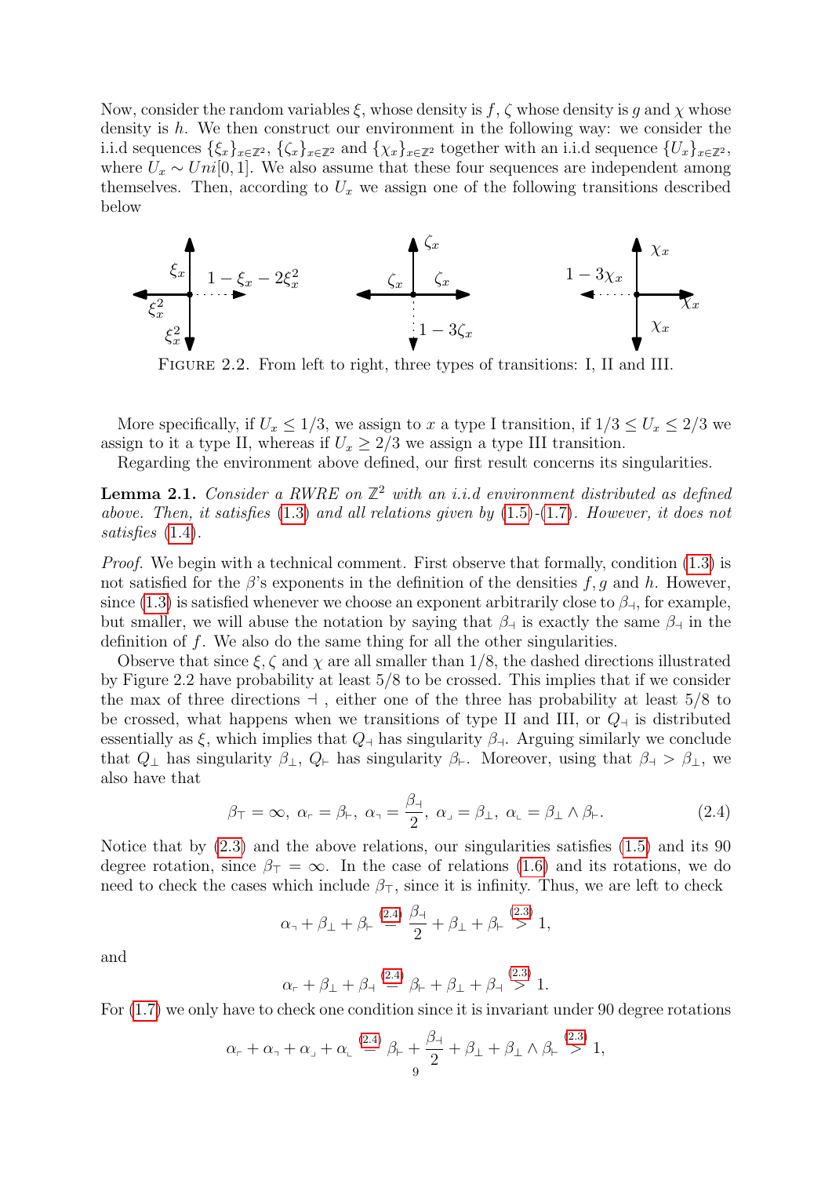Now, consider the random variables $\xi$, whose density is $f$, $\zeta$ whose density is $g$ and $\chi$ whose density is $h$. We then construct our environment in the following way: we consider the i.i.d sequences $\{\xi_x\}_{x\in\mathbb{Z}^2}$, $\{\zeta_x\}_{x\in\mathbb{Z}^2}$ and $\{\chi_x\}_{x\in\mathbb{Z}^2}$ together with an i.i.d sequence $\{U_x\}_{x\in\mathbb{Z}^2}$, where $U_x \sim Uni[0,1]$. We also assume that these four sequences are independent among themselves. Then, according to $U_x$ we assign one of the following transitions described below

FIGURE 2.2. From left to right, three types of transitions: I, II and III.

More specifically, if $U_x \leq 1/3$, we assign to $x$ a type I transition, if $1/3 \leq U_x \leq 2/3$ we assign to it a type II, whereas if $U_x \geq 2/3$ we assign a type III transition.

Regarding the environment above defined, our first result concerns its singularities.

**Lemma 2.1.** *Consider a RWRE on $\mathbb{Z}^2$ with an i.i.d environment distributed as defined above. Then, it satisfies (1.3) and all relations given by (1.5)-(1.7). However, it does not satisfies (1.4).*

*Proof.* We begin with a technical comment. First observe that formally, condition (1.3) is not satisfied for the $\beta$'s exponents in the definition of the densities $f, g$ and $h$. However, since (1.3) is satisfied whenever we choose an exponent arbitrarily close to $\beta_{\dashv}$, for example, but smaller, we will abuse the notation by saying that $\beta_{\dashv}$ is exactly the same $\beta_{\dashv}$ in the definition of $f$. We also do the same thing for all the other singularities.

Observe that since $\xi, \zeta$ and $\chi$ are all smaller than $1/8$, the dashed directions illustrated by Figure 2.2 have probability at least $5/8$ to be crossed. This implies that if we consider the max of three directions $\dashv$ , either one of the three has probability at least $5/8$ to be crossed, what happens when we transitions of type II and III, or $Q_{\dashv}$ is distributed essentially as $\xi$, which implies that $Q_{\dashv}$ has singularity $\beta_{\dashv}$. Arguing similarly we conclude that $Q_{\perp}$ has singularity $\beta_{\perp}$, $Q_{\vdash}$ has singularity $\beta_{\vdash}$. Moreover, using that $\beta_{\dashv} > \beta_{\perp}$, we also have that

$$\beta_{\top} = \infty,\ \alpha_{\ulcorner} = \beta_{\vdash},\ \alpha_{\urcorner} = \frac{\beta_{\dashv}}{2},\ \alpha_{\lrcorner} = \beta_{\perp},\ \alpha_{\llcorner} = \beta_{\perp} \wedge \beta_{\vdash}. \tag{2.4}$$

Notice that by (2.3) and the above relations, our singularities satisfies (1.5) and its 90 degree rotation, since $\beta_{\top} = \infty$. In the case of relations (1.6) and its rotations, we do need to check the cases which include $\beta_{\top}$, since it is infinity. Thus, we are left to check

$$\alpha_{\urcorner} + \beta_{\perp} + \beta_{\vdash} \overset{(2.4)}{=} \frac{\beta_{\dashv}}{2} + \beta_{\perp} + \beta_{\vdash} \overset{(2.3)}{>} 1,$$

and

$$\alpha_{\ulcorner} + \beta_{\perp} + \beta_{\dashv} \overset{(2.4)}{=} \beta_{\vdash} + \beta_{\perp} + \beta_{\dashv} \overset{(2.3)}{>} 1.$$

For (1.7) we only have to check one condition since it is invariant under 90 degree rotations

$$\alpha_{\ulcorner} + \alpha_{\urcorner} + \alpha_{\lrcorner} + \alpha_{\llcorner} \overset{(2.4)}{=} \beta_{\vdash} + \frac{\beta_{\dashv}}{2} + \beta_{\perp} + \beta_{\perp} \wedge \beta_{\vdash} \overset{(2.3)}{>} 1,$$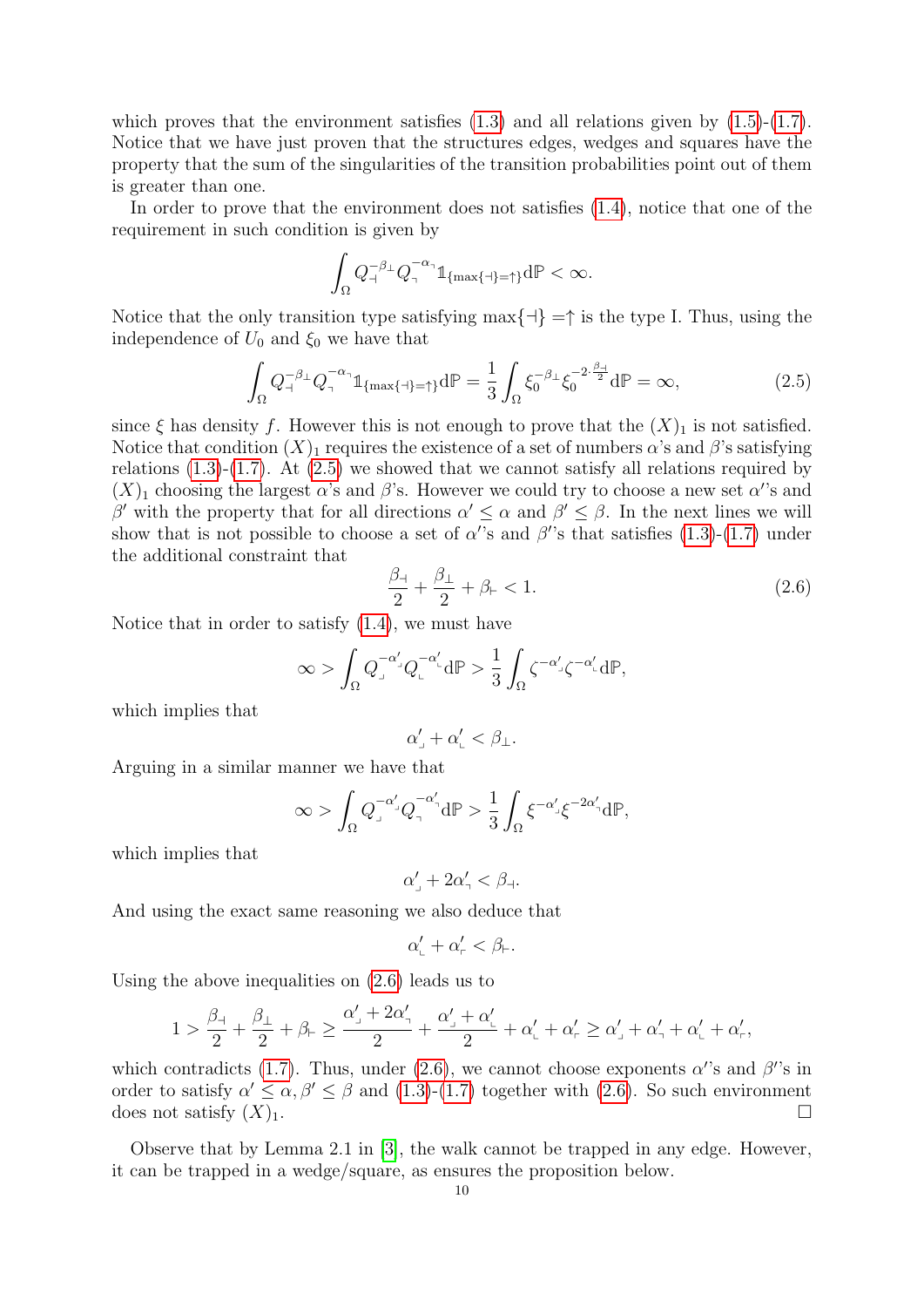which proves that the environment satisfies (1.3) and all relations given by (1.5)-(1.7). Notice that we have just proven that the structures edges, wedges and squares have the property that the sum of the singularities of the transition probabilities point out of them is greater than one.

In order to prove that the environment does not satisfies (1.4), notice that one of the requirement in such condition is given by

$$\int_\Omega Q_{\dashv}^{-\beta_\perp} Q_{\urcorner}^{-\alpha_\urcorner} \mathbb{1}_{\{\max\{\dashv\}=\uparrow\}} \mathrm{d}\mathbb{P} < \infty.$$

Notice that the only transition type satisfying $\max\{\dashv\} = \uparrow$ is the type I. Thus, using the independence of $U_0$ and $\xi_0$ we have that

$$\int_\Omega Q_{\dashv}^{-\beta_\perp} Q_{\urcorner}^{-\alpha_\urcorner} \mathbb{1}_{\{\max\{\dashv\}=\uparrow\}} \mathrm{d}\mathbb{P} = \frac{1}{3} \int_\Omega \xi_0^{-\beta_\perp} \xi_0^{-2\cdot\frac{\beta_\dashv}{2}} \mathrm{d}\mathbb{P} = \infty, \tag{2.5}$$

since $\xi$ has density $f$. However this is not enough to prove that the $(X)_1$ is not satisfied. Notice that condition $(X)_1$ requires the existence of a set of numbers $\alpha$'s and $\beta$'s satisfying relations (1.3)-(1.7). At (2.5) we showed that we cannot satisfy all relations required by $(X)_1$ choosing the largest $\alpha$'s and $\beta$'s. However we could try to choose a new set $\alpha'$'s and $\beta'$ with the property that for all directions $\alpha' \le \alpha$ and $\beta' \le \beta$. In the next lines we will show that is not possible to choose a set of $\alpha'$'s and $\beta'$'s that satisfies (1.3)-(1.7) under the additional constraint that

$$\frac{\beta_\dashv}{2} + \frac{\beta_\perp}{2} + \beta_\vdash < 1. \tag{2.6}$$

Notice that in order to satisfy (1.4), we must have

$$\infty > \int_\Omega Q_{\lrcorner}^{-\alpha'_\lrcorner} Q_{\llcorner}^{-\alpha'_\llcorner} \mathrm{d}\mathbb{P} > \frac{1}{3} \int_\Omega \zeta^{-\alpha'_\lrcorner} \zeta^{-\alpha'_\llcorner} \mathrm{d}\mathbb{P},$$

which implies that

$$\alpha'_\lrcorner + \alpha'_\llcorner < \beta_\perp.$$

Arguing in a similar manner we have that

$$\infty > \int_\Omega Q_{\lrcorner}^{-\alpha'_\lrcorner} Q_{\urcorner}^{-\alpha'_\urcorner} \mathrm{d}\mathbb{P} > \frac{1}{3} \int_\Omega \xi^{-\alpha'_\lrcorner} \xi^{-2\alpha'_\urcorner} \mathrm{d}\mathbb{P},$$

which implies that

$$\alpha'_\lrcorner + 2\alpha'_\urcorner < \beta_\dashv.$$

And using the exact same reasoning we also deduce that

$$\alpha'_\llcorner + \alpha'_\ulcorner < \beta_\vdash.$$

Using the above inequalities on (2.6) leads us to

$$1 > \frac{\beta_\dashv}{2} + \frac{\beta_\perp}{2} + \beta_\vdash \ge \frac{\alpha'_\lrcorner + 2\alpha'_\urcorner}{2} + \frac{\alpha'_\lrcorner + \alpha'_\llcorner}{2} + \alpha'_\llcorner + \alpha'_\ulcorner \ge \alpha'_\lrcorner + \alpha'_\urcorner + \alpha'_\llcorner + \alpha'_\ulcorner,$$

which contradicts (1.7). Thus, under (2.6), we cannot choose exponents $\alpha'$'s and $\beta'$'s in order to satisfy $\alpha' \le \alpha, \beta' \le \beta$ and (1.3)-(1.7) together with (2.6). So such environment does not satisfy $(X)_1$. ☐

Observe that by Lemma 2.1 in [3], the walk cannot be trapped in any edge. However, it can be trapped in a wedge/square, as ensures the proposition below.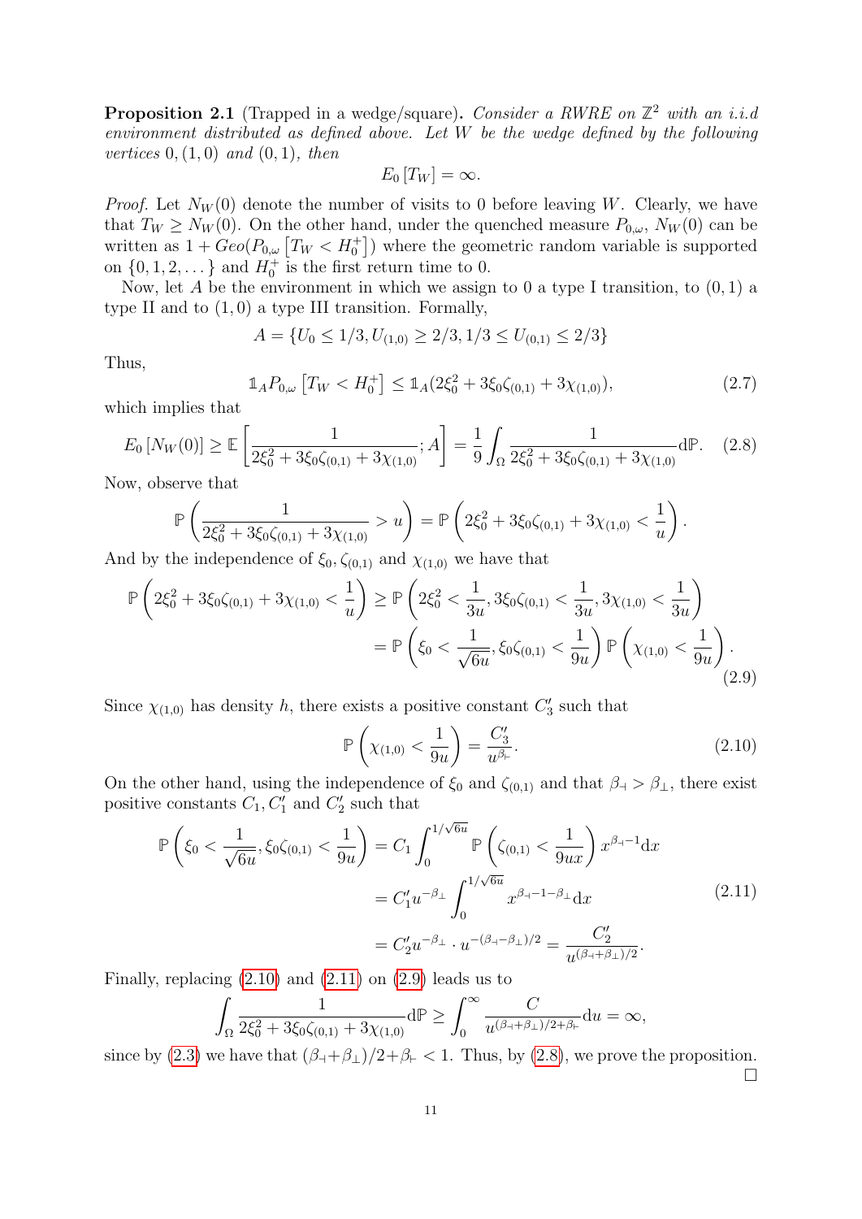**Proposition 2.1** (Trapped in a wedge/square)**.** *Consider a RWRE on $\mathbb{Z}^2$ with an i.i.d environment distributed as defined above. Let $W$ be the wedge defined by the following vertices $0, (1,0)$ and $(0,1)$, then*

$$E_0\left[T_W\right] = \infty.$$

*Proof.* Let $N_W(0)$ denote the number of visits to 0 before leaving $W$. Clearly, we have that $T_W \geq N_W(0)$. On the other hand, under the quenched measure $P_{0,\omega}$, $N_W(0)$ can be written as $1 + Geo(P_{0,\omega}\left[T_W < H_0^+\right])$ where the geometric random variable is supported on $\{0, 1, 2, \dots\}$ and $H_0^+$ is the first return time to 0.

Now, let $A$ be the environment in which we assign to 0 a type I transition, to $(0,1)$ a type II and to $(1,0)$ a type III transition. Formally,

$$A = \{U_0 \leq 1/3, U_{(1,0)} \geq 2/3, 1/3 \leq U_{(0,1)} \leq 2/3\}$$

Thus,

$$\mathbb{1}_A P_{0,\omega}\left[T_W < H_0^+\right] \leq \mathbb{1}_A(2\xi_0^2 + 3\xi_0\zeta_{(0,1)} + 3\chi_{(1,0)}), \tag{2.7}$$

which implies that

$$E_0\left[N_W(0)\right] \geq \mathbb{E}\left[\frac{1}{2\xi_0^2 + 3\xi_0\zeta_{(0,1)} + 3\chi_{(1,0)}}; A\right] = \frac{1}{9}\int_\Omega \frac{1}{2\xi_0^2 + 3\xi_0\zeta_{(0,1)} + 3\chi_{(1,0)}}\mathrm{d}\mathbb{P}. \tag{2.8}$$

Now, observe that

$$\mathbb{P}\left(\frac{1}{2\xi_0^2 + 3\xi_0\zeta_{(0,1)} + 3\chi_{(1,0)}} > u\right) = \mathbb{P}\left(2\xi_0^2 + 3\xi_0\zeta_{(0,1)} + 3\chi_{(1,0)} < \frac{1}{u}\right).$$

And by the independence of $\xi_0, \zeta_{(0,1)}$ and $\chi_{(1,0)}$ we have that

$$\begin{aligned}\mathbb{P}\left(2\xi_0^2 + 3\xi_0\zeta_{(0,1)} + 3\chi_{(1,0)} < \frac{1}{u}\right) &\geq \mathbb{P}\left(2\xi_0^2 < \frac{1}{3u}, 3\xi_0\zeta_{(0,1)} < \frac{1}{3u}, 3\chi_{(1,0)} < \frac{1}{3u}\right)\\ &= \mathbb{P}\left(\xi_0 < \frac{1}{\sqrt{6u}}, \xi_0\zeta_{(0,1)} < \frac{1}{9u}\right)\mathbb{P}\left(\chi_{(1,0)} < \frac{1}{9u}\right).\end{aligned} \tag{2.9}$$

Since $\chi_{(1,0)}$ has density $h$, there exists a positive constant $C_3'$ such that

$$\mathbb{P}\left(\chi_{(1,0)} < \frac{1}{9u}\right) = \frac{C_3'}{u^{\beta_\vdash}}. \tag{2.10}$$

On the other hand, using the independence of $\xi_0$ and $\zeta_{(0,1)}$ and that $\beta_\dashv > \beta_\perp$, there exist positive constants $C_1, C_1'$ and $C_2'$ such that

$$\begin{aligned}\mathbb{P}\left(\xi_0 < \frac{1}{\sqrt{6u}}, \xi_0\zeta_{(0,1)} < \frac{1}{9u}\right) &= C_1\int_0^{1/\sqrt{6u}} \mathbb{P}\left(\zeta_{(0,1)} < \frac{1}{9ux}\right)x^{\beta_\dashv - 1}\mathrm{d}x\\ &= C_1' u^{-\beta_\perp}\int_0^{1/\sqrt{6u}} x^{\beta_\dashv - 1 - \beta_\perp}\mathrm{d}x\\ &= C_2' u^{-\beta_\perp}\cdot u^{-(\beta_\dashv - \beta_\perp)/2} = \frac{C_2'}{u^{(\beta_\dashv + \beta_\perp)/2}}.\end{aligned} \tag{2.11}$$

Finally, replacing (2.10) and (2.11) on (2.9) leads us to

$$\int_\Omega \frac{1}{2\xi_0^2 + 3\xi_0\zeta_{(0,1)} + 3\chi_{(1,0)}}\mathrm{d}\mathbb{P} \geq \int_0^\infty \frac{C}{u^{(\beta_\dashv + \beta_\perp)/2 + \beta_\vdash}}\mathrm{d}u = \infty,$$

since by (2.3) we have that $(\beta_\dashv + \beta_\perp)/2 + \beta_\vdash < 1$. Thus, by (2.8), we prove the proposition. ∎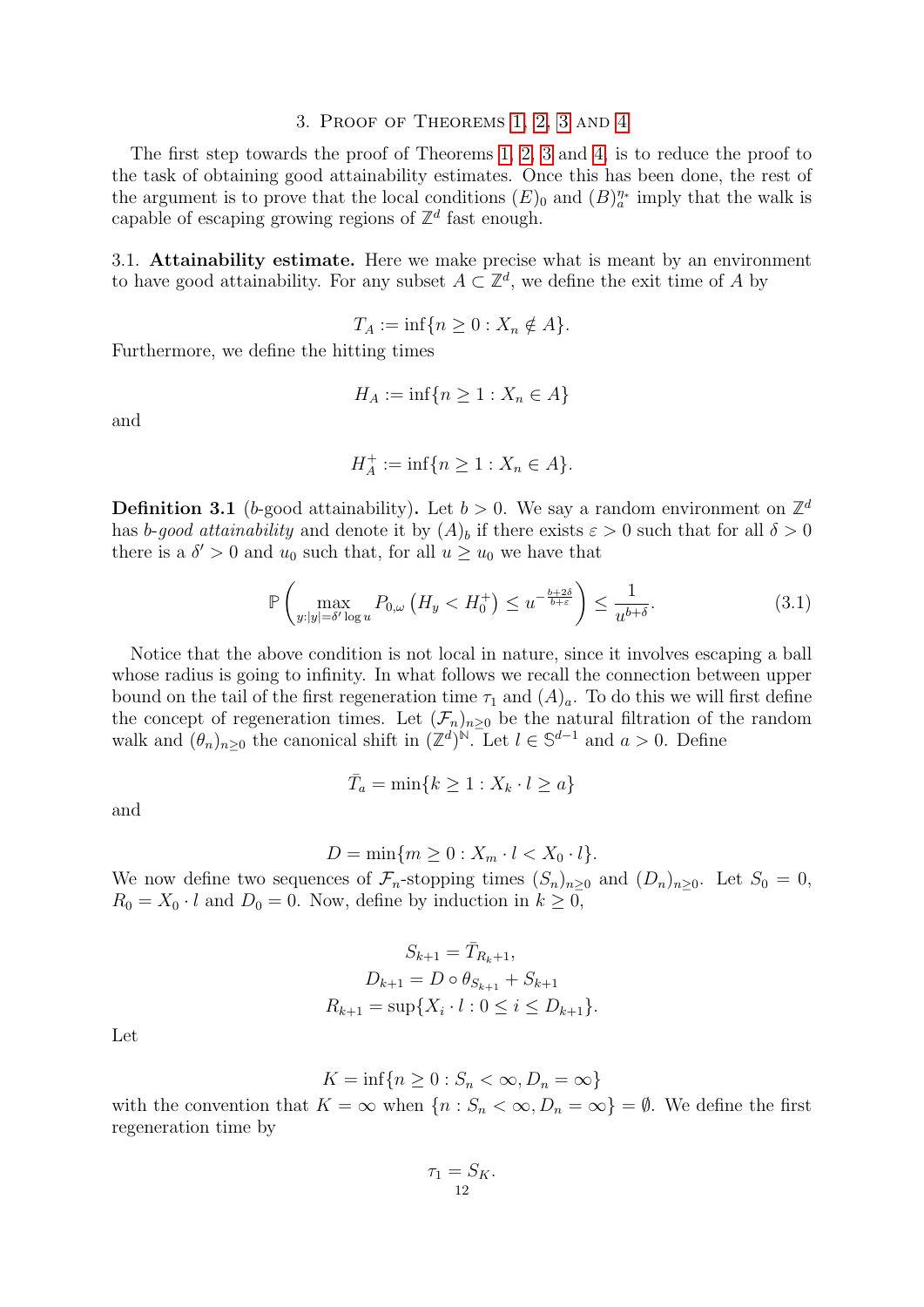## 3. Proof of Theorems 1, 2, 3 and 4

The first step towards the proof of Theorems 1, 2, 3 and 4, is to reduce the proof to the task of obtaining good attainability estimates. Once this has been done, the rest of the argument is to prove that the local conditions $(E)_0$ and $(B)_a^{\eta_*}$ imply that the walk is capable of escaping growing regions of $\mathbb{Z}^d$ fast enough.

### 3.1. Attainability estimate.

Here we make precise what is meant by an environment to have good attainability. For any subset $A \subset \mathbb{Z}^d$, we define the exit time of $A$ by

$$T_A := \inf\{n \geq 0 : X_n \notin A\}.$$

Furthermore, we define the hitting times

$$H_A := \inf\{n \geq 1 : X_n \in A\}$$

and

$$H_A^+ := \inf\{n \geq 1 : X_n \in A\}.$$

**Definition 3.1** ($b$-good attainability)**.** Let $b > 0$. We say a random environment on $\mathbb{Z}^d$ has *$b$-good attainability* and denote it by $(A)_b$ if there exists $\varepsilon > 0$ such that for all $\delta > 0$ there is a $\delta' > 0$ and $u_0$ such that, for all $u \geq u_0$ we have that

$$\mathbb{P}\left(\max_{y:|y|=\delta' \log u} P_{0,\omega}\left(H_y < H_0^+\right) \leq u^{-\frac{b+2\delta}{b+\varepsilon}}\right) \leq \frac{1}{u^{b+\delta}}. \tag{3.1}$$

Notice that the above condition is not local in nature, since it involves escaping a ball whose radius is going to infinity. In what follows we recall the connection between upper bound on the tail of the first regeneration time $\tau_1$ and $(A)_a$. To do this we will first define the concept of regeneration times. Let $(\mathcal{F}_n)_{n\geq 0}$ be the natural filtration of the random walk and $(\theta_n)_{n\geq 0}$ the canonical shift in $(\mathbb{Z}^d)^{\mathbb{N}}$. Let $l \in \mathbb{S}^{d-1}$ and $a > 0$. Define

$$\bar{T}_a = \min\{k \geq 1 : X_k \cdot l \geq a\}$$

and

$$D = \min\{m \geq 0 : X_m \cdot l < X_0 \cdot l\}.$$

We now define two sequences of $\mathcal{F}_n$-stopping times $(S_n)_{n\geq 0}$ and $(D_n)_{n\geq 0}$. Let $S_0 = 0$, $R_0 = X_0 \cdot l$ and $D_0 = 0$. Now, define by induction in $k \geq 0$,

$$S_{k+1} = \bar{T}_{R_k+1},$$
$$D_{k+1} = D \circ \theta_{S_{k+1}} + S_{k+1}$$
$$R_{k+1} = \sup\{X_i \cdot l : 0 \leq i \leq D_{k+1}\}.$$

Let

$$K = \inf\{n \geq 0 : S_n < \infty, D_n = \infty\}$$

with the convention that $K = \infty$ when $\{n : S_n < \infty, D_n = \infty\} = \emptyset$. We define the first regeneration time by

$$\tau_1 = S_K.$$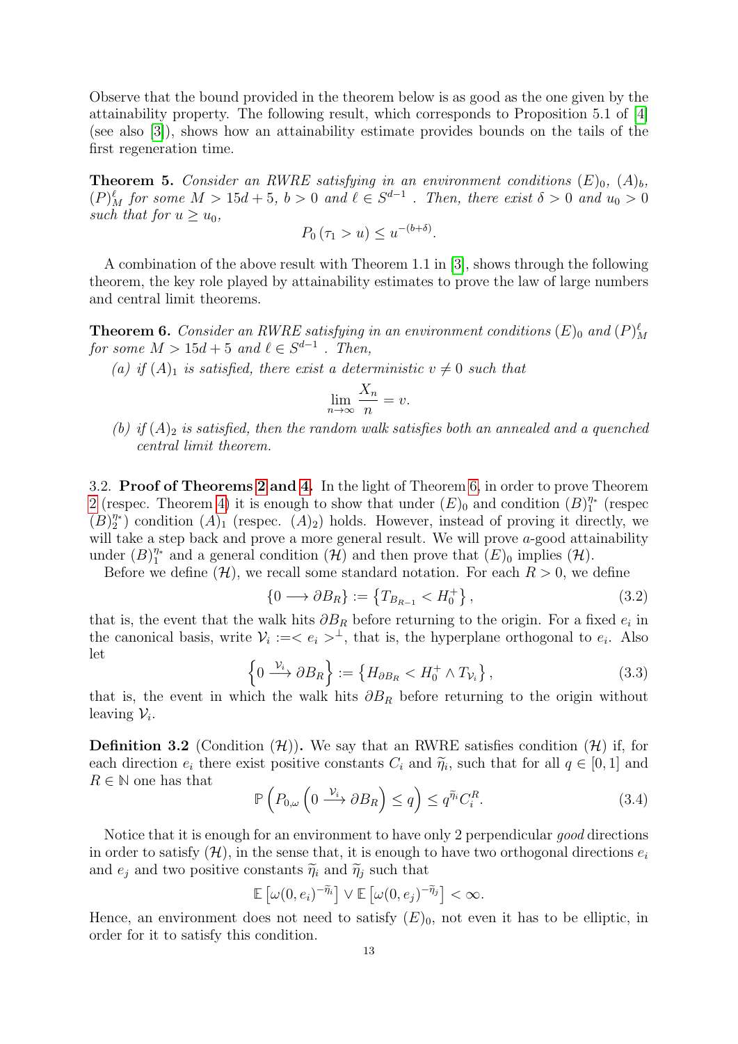Observe that the bound provided in the theorem below is as good as the one given by the attainability property. The following result, which corresponds to Proposition 5.1 of [4] (see also [3]), shows how an attainability estimate provides bounds on the tails of the first regeneration time.

**Theorem 5.** *Consider an RWRE satisfying in an environment conditions $(E)_0$, $(A)_b$, $(P)_M^\ell$ for some $M > 15d + 5$, $b > 0$ and $\ell \in S^{d-1}$ . Then, there exist $\delta > 0$ and $u_0 > 0$ such that for $u \geq u_0$,*

$$P_0(\tau_1 > u) \leq u^{-(b+\delta)}.$$

A combination of the above result with Theorem 1.1 in [3], shows through the following theorem, the key role played by attainability estimates to prove the law of large numbers and central limit theorems.

**Theorem 6.** *Consider an RWRE satisfying in an environment conditions $(E)_0$ and $(P)_M^\ell$ for some $M > 15d + 5$ and $\ell \in S^{d-1}$ . Then,*

*(a) if $(A)_1$ is satisfied, there exist a deterministic $v \neq 0$ such that*

$$\lim_{n\to\infty} \frac{X_n}{n} = v.$$

*(b) if $(A)_2$ is satisfied, then the random walk satisfies both an annealed and a quenched central limit theorem.*

3.2. **Proof of Theorems 2 and 4.** In the light of Theorem 6, in order to prove Theorem 2 (respec. Theorem 4) it is enough to show that under $(E)_0$ and condition $(B)_1^{\eta_*}$ (respec $(B)_2^{\eta_*}$) condition $(A)_1$ (respec. $(A)_2$) holds. However, instead of proving it directly, we will take a step back and prove a more general result. We will prove $a$-good attainability under $(B)_1^{\eta_*}$ and a general condition $(\mathcal{H})$ and then prove that $(E)_0$ implies $(\mathcal{H})$.

Before we define $(\mathcal{H})$, we recall some standard notation. For each $R > 0$, we define

$$\{0 \longrightarrow \partial B_R\} := \left\{T_{B_{R-1}} < H_0^+\right\}, \tag{3.2}$$

that is, the event that the walk hits $\partial B_R$ before returning to the origin. For a fixed $e_i$ in the canonical basis, write $\mathcal{V}_i := < e_i >^\perp$, that is, the hyperplane orthogonal to $e_i$. Also let

$$\left\{0 \xrightarrow{\mathcal{V}_i} \partial B_R\right\} := \left\{H_{\partial B_R} < H_0^+ \wedge T_{\mathcal{V}_i}\right\}, \tag{3.3}$$

that is, the event in which the walk hits $\partial B_R$ before returning to the origin without leaving $\mathcal{V}_i$.

**Definition 3.2** (Condition $(\mathcal{H})$). We say that an RWRE satisfies condition $(\mathcal{H})$ if, for each direction $e_i$ there exist positive constants $C_i$ and $\widetilde{\eta}_i$, such that for all $q \in [0, 1]$ and $R \in \mathbb{N}$ one has that

$$\mathbb{P}\left(P_{0,\omega}\left(0 \xrightarrow{\mathcal{V}_i} \partial B_R\right) \leq q\right) \leq q^{\widetilde{\eta}_i} C_i^R. \tag{3.4}$$

Notice that it is enough for an environment to have only 2 perpendicular *good* directions in order to satisfy $(\mathcal{H})$, in the sense that, it is enough to have two orthogonal directions $e_i$ and $e_j$ and two positive constants $\widetilde{\eta}_i$ and $\widetilde{\eta}_j$ such that

$$\mathbb{E}\left[\omega(0, e_i)^{-\widetilde{\eta}_i}\right] \vee \mathbb{E}\left[\omega(0, e_j)^{-\widetilde{\eta}_j}\right] < \infty.$$

Hence, an environment does not need to satisfy $(E)_0$, not even it has to be elliptic, in order for it to satisfy this condition.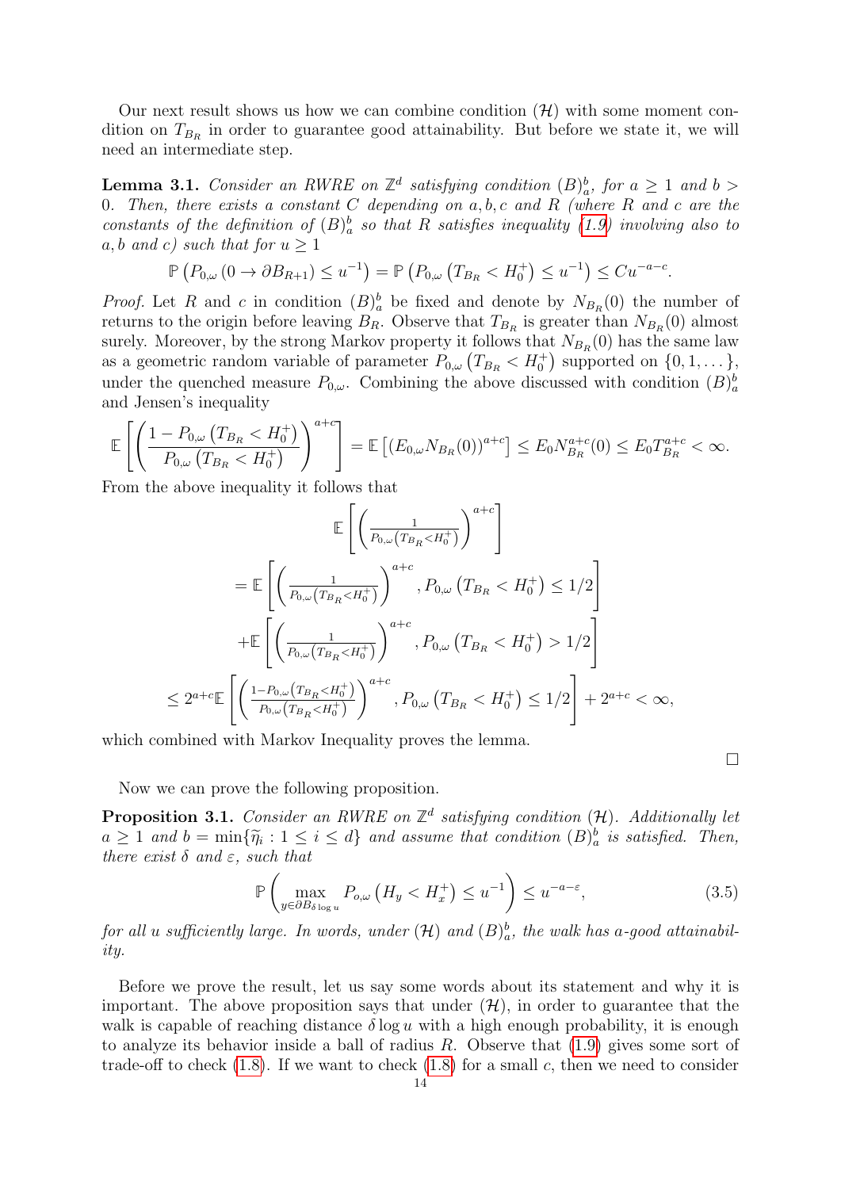Our next result shows us how we can combine condition $(\mathcal{H})$ with some moment condition on $T_{B_R}$ in order to guarantee good attainability. But before we state it, we will need an intermediate step.

**Lemma 3.1.** *Consider an RWRE on $\mathbb{Z}^d$ satisfying condition $(B)_a^b$, for $a \geq 1$ and $b > 0$. Then, there exists a constant $C$ depending on $a, b, c$ and $R$ (where $R$ and $c$ are the constants of the definition of $(B)_a^b$ so that $R$ satisfies inequality (1.9) involving also to $a, b$ and $c$) such that for $u \geq 1$*

$$\mathbb{P}\left(P_{0,\omega}\left(0 \to \partial B_{R+1}\right) \leq u^{-1}\right) = \mathbb{P}\left(P_{0,\omega}\left(T_{B_R} < H_0^+\right) \leq u^{-1}\right) \leq C u^{-a-c}.$$

*Proof.* Let $R$ and $c$ in condition $(B)_a^b$ be fixed and denote by $N_{B_R}(0)$ the number of returns to the origin before leaving $B_R$. Observe that $T_{B_R}$ is greater than $N_{B_R}(0)$ almost surely. Moreover, by the strong Markov property it follows that $N_{B_R}(0)$ has the same law as a geometric random variable of parameter $P_{0,\omega}\left(T_{B_R} < H_0^+\right)$ supported on $\{0, 1, \dots\}$, under the quenched measure $P_{0,\omega}$. Combining the above discussed with condition $(B)_a^b$ and Jensen's inequality

$$\mathbb{E}\left[\left(\frac{1 - P_{0,\omega}\left(T_{B_R} < H_0^+\right)}{P_{0,\omega}\left(T_{B_R} < H_0^+\right)}\right)^{a+c}\right] = \mathbb{E}\left[\left(E_{0,\omega} N_{B_R}(0)\right)^{a+c}\right] \leq E_0 N_{B_R}^{a+c}(0) \leq E_0 T_{B_R}^{a+c} < \infty.$$

From the above inequality it follows that

$$\begin{aligned}
&\mathbb{E}\left[\left(\frac{1}{P_{0,\omega}\left(T_{B_R} < H_0^+\right)}\right)^{a+c}\right] \\
&= \mathbb{E}\left[\left(\frac{1}{P_{0,\omega}\left(T_{B_R} < H_0^+\right)}\right)^{a+c}, P_{0,\omega}\left(T_{B_R} < H_0^+\right) \leq 1/2\right] \\
&\quad + \mathbb{E}\left[\left(\frac{1}{P_{0,\omega}\left(T_{B_R} < H_0^+\right)}\right)^{a+c}, P_{0,\omega}\left(T_{B_R} < H_0^+\right) > 1/2\right] \\
&\leq 2^{a+c}\,\mathbb{E}\left[\left(\frac{1 - P_{0,\omega}\left(T_{B_R} < H_0^+\right)}{P_{0,\omega}\left(T_{B_R} < H_0^+\right)}\right)^{a+c}, P_{0,\omega}\left(T_{B_R} < H_0^+\right) \leq 1/2\right] + 2^{a+c} < \infty,
\end{aligned}$$

which combined with Markov Inequality proves the lemma. $\square$

Now we can prove the following proposition.

**Proposition 3.1.** *Consider an RWRE on $\mathbb{Z}^d$ satisfying condition $(\mathcal{H})$. Additionally let $a \geq 1$ and $b = \min\{\widetilde{\eta}_i : 1 \leq i \leq d\}$ and assume that condition $(B)_a^b$ is satisfied. Then, there exist $\delta$ and $\varepsilon$, such that*

$$\mathbb{P}\left(\max_{y \in \partial B_{\delta \log u}} P_{o,\omega}\left(H_y < H_x^+\right) \leq u^{-1}\right) \leq u^{-a-\varepsilon}, \tag{3.5}$$

*for all $u$ sufficiently large. In words, under $(\mathcal{H})$ and $(B)_a^b$, the walk has $a$-good attainability.*

Before we prove the result, let us say some words about its statement and why it is important. The above proposition says that under $(\mathcal{H})$, in order to guarantee that the walk is capable of reaching distance $\delta \log u$ with a high enough probability, it is enough to analyze its behavior inside a ball of radius $R$. Observe that (1.9) gives some sort of trade-off to check (1.8). If we want to check (1.8) for a small $c$, then we need to consider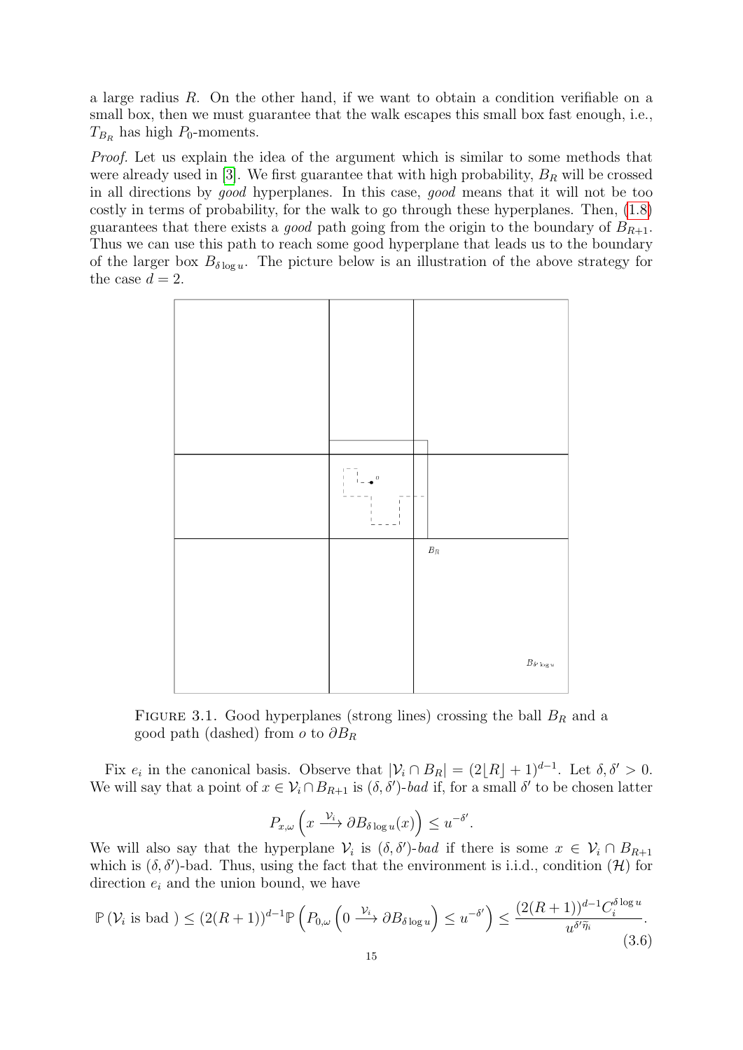a large radius $R$. On the other hand, if we want to obtain a condition verifiable on a small box, then we must guarantee that the walk escapes this small box fast enough, i.e., $T_{B_R}$ has high $P_0$-moments.

*Proof.* Let us explain the idea of the argument which is similar to some methods that were already used in [3]. We first guarantee that with high probability, $B_R$ will be crossed in all directions by *good* hyperplanes. In this case, *good* means that it will not be too costly in terms of probability, for the walk to go through these hyperplanes. Then, (1.8) guarantees that there exists a *good* path going from the origin to the boundary of $B_{R+1}$. Thus we can use this path to reach some good hyperplane that leads us to the boundary of the larger box $B_{\delta \log u}$. The picture below is an illustration of the above strategy for the case $d = 2$.

FIGURE 3.1. Good hyperplanes (strong lines) crossing the ball $B_R$ and a good path (dashed) from $o$ to $\partial B_R$

Fix $e_i$ in the canonical basis. Observe that $|\mathcal{V}_i \cap B_R| = (2\lfloor R \rfloor + 1)^{d-1}$. Let $\delta, \delta' > 0$. We will say that a point of $x \in \mathcal{V}_i \cap B_{R+1}$ is $(\delta, \delta')$-*bad* if, for a small $\delta'$ to be chosen latter

$$P_{x,\omega}\left(x \xrightarrow{\mathcal{V}_i} \partial B_{\delta \log u}(x)\right) \leq u^{-\delta'}.$$

We will also say that the hyperplane $\mathcal{V}_i$ is $(\delta, \delta')$-*bad* if there is some $x \in \mathcal{V}_i \cap B_{R+1}$ which is $(\delta, \delta')$-bad. Thus, using the fact that the environment is i.i.d., condition $(\mathcal{H})$ for direction $e_i$ and the union bound, we have

$$\mathbb{P}\left(\mathcal{V}_i \text{ is bad }\right) \leq (2(R+1))^{d-1}\mathbb{P}\left(P_{0,\omega}\left(0 \xrightarrow{\mathcal{V}_i} \partial B_{\delta \log u}\right) \leq u^{-\delta'}\right) \leq \frac{(2(R+1))^{d-1} C_i^{\delta \log u}}{u^{\delta' \bar{\eta}_i}}. \tag{3.6}$$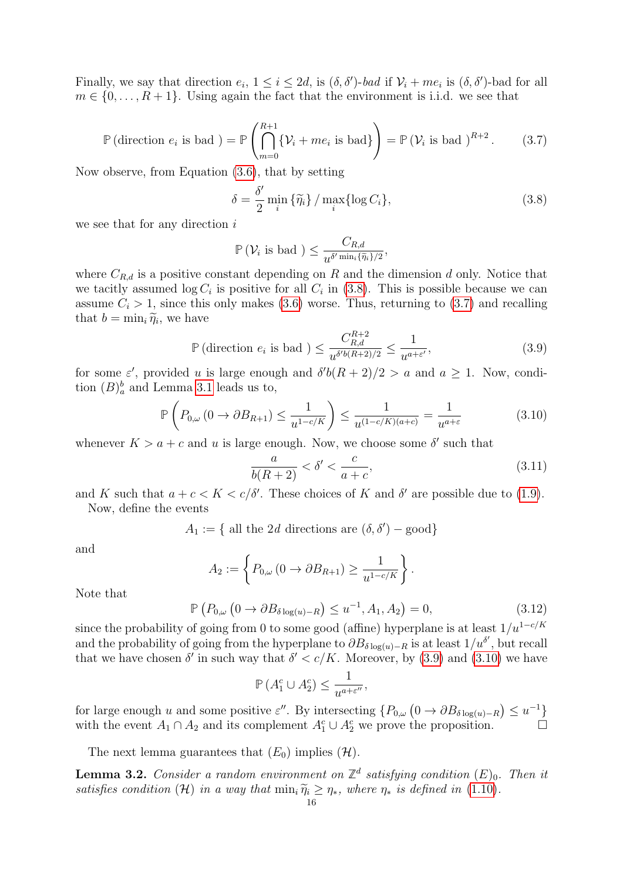Finally, we say that direction $e_i$, $1 \le i \le 2d$, is $(\delta, \delta')$-*bad* if $\mathcal{V}_i + me_i$ is $(\delta, \delta')$-bad for all $m \in \{0, \dots, R+1\}$. Using again the fact that the environment is i.i.d. we see that

$$\mathbb{P}\left(\text{direction } e_i \text{ is bad }\right) = \mathbb{P}\left(\bigcap_{m=0}^{R+1} \{\mathcal{V}_i + me_i \text{ is bad}\}\right) = \mathbb{P}\left(\mathcal{V}_i \text{ is bad }\right)^{R+2}. \tag{3.7}$$

Now observe, from Equation (3.6), that by setting

$$\delta = \frac{\delta'}{2} \min_i \{\widetilde{\eta}_i\} \, / \max_i \{\log C_i\}, \tag{3.8}$$

we see that for any direction $i$

$$\mathbb{P}\left(\mathcal{V}_i \text{ is bad }\right) \le \frac{C_{R,d}}{u^{\delta' \min_i \{\widetilde{\eta}_i\}/2}},$$

where $C_{R,d}$ is a positive constant depending on $R$ and the dimension $d$ only. Notice that we tacitly assumed $\log C_i$ is positive for all $C_i$ in (3.8). This is possible because we can assume $C_i > 1$, since this only makes (3.6) worse. Thus, returning to (3.7) and recalling that $b = \min_i \widetilde{\eta}_i$, we have

$$\mathbb{P}\left(\text{direction } e_i \text{ is bad }\right) \le \frac{C_{R,d}^{R+2}}{u^{\delta' b (R+2)/2}} \le \frac{1}{u^{a+\varepsilon'}}, \tag{3.9}$$

for some $\varepsilon'$, provided $u$ is large enough and $\delta' b(R+2)/2 > a$ and $a \ge 1$. Now, condition $(B)_a^b$ and Lemma 3.1 leads us to,

$$\mathbb{P}\left(P_{0,\omega}\left(0 \to \partial B_{R+1}\right) \le \frac{1}{u^{1-c/K}}\right) \le \frac{1}{u^{(1-c/K)(a+c)}} = \frac{1}{u^{a+\varepsilon}} \tag{3.10}$$

whenever $K > a + c$ and $u$ is large enough. Now, we choose some $\delta'$ such that

$$\frac{a}{b(R+2)} < \delta' < \frac{c}{a+c}, \tag{3.11}$$

and $K$ such that $a + c < K < c/\delta'$. These choices of $K$ and $\delta'$ are possible due to (1.9).

Now, define the events

$$A_1 := \{ \text{ all the } 2d \text{ directions are } (\delta, \delta') - \text{good}\}$$

and

$$A_2 := \left\{ P_{0,\omega}\left(0 \to \partial B_{R+1}\right) \ge \frac{1}{u^{1-c/K}} \right\}.$$

Note that

$$\mathbb{P}\left(P_{0,\omega}\left(0 \to \partial B_{\delta \log(u) - R}\right) \le u^{-1}, A_1, A_2\right) = 0, \tag{3.12}$$

since the probability of going from 0 to some good (affine) hyperplane is at least $1/u^{1-c/K}$ and the probability of going from the hyperplane to $\partial B_{\delta \log(u) - R}$ is at least $1/u^{\delta'}$, but recall that we have chosen $\delta'$ in such way that $\delta' < c/K$. Moreover, by (3.9) and (3.10) we have

$$\mathbb{P}\left(A_1^c \cup A_2^c\right) \le \frac{1}{u^{a+\varepsilon''}},$$

for large enough $u$ and some positive $\varepsilon''$. By intersecting $\{P_{0,\omega}\left(0 \to \partial B_{\delta \log(u) - R}\right) \le u^{-1}\}$ with the event $A_1 \cap A_2$ and its complement $A_1^c \cup A_2^c$ we prove the proposition. $\square$

The next lemma guarantees that $(E_0)$ implies $(\mathcal{H})$.

**Lemma 3.2.** *Consider a random environment on $\mathbb{Z}^d$ satisfying condition $(E)_0$. Then it satisfies condition $(\mathcal{H})$ in a way that $\min_i \widetilde{\eta}_i \ge \eta_*$, where $\eta_*$ is defined in (1.10).*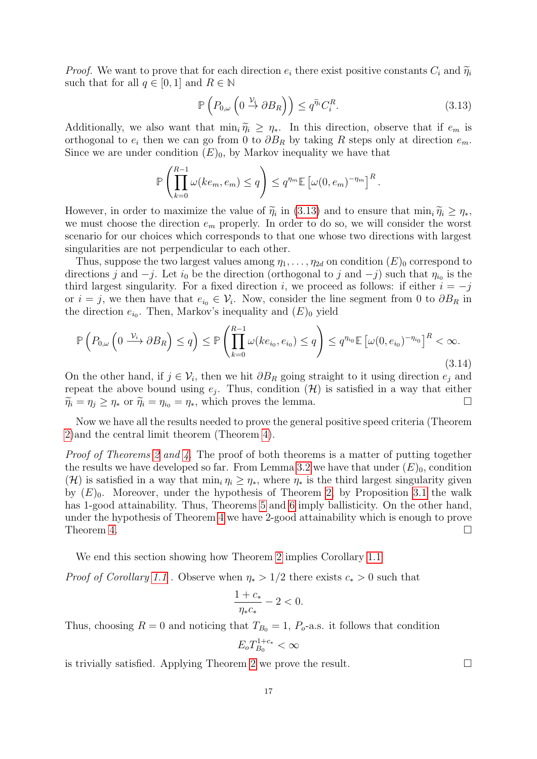*Proof.* We want to prove that for each direction $e_i$ there exist positive constants $C_i$ and $\widetilde{\eta}_i$ such that for all $q \in [0,1]$ and $R \in \mathbb{N}$

$$\mathbb{P}\left(P_{0,\omega}\left(0 \xrightarrow{\mathcal{V}_i} \partial B_R\right)\right) \leq q^{\widetilde{\eta}_i} C_i^R. \tag{3.13}$$

Additionally, we also want that $\min_i \widetilde{\eta}_i \geq \eta_*$. In this direction, observe that if $e_m$ is orthogonal to $e_i$ then we can go from 0 to $\partial B_R$ by taking $R$ steps only at direction $e_m$. Since we are under condition $(E)_0$, by Markov inequality we have that

$$\mathbb{P}\left(\prod_{k=0}^{R-1} \omega(ke_m, e_m) \leq q\right) \leq q^{\eta_m} \mathbb{E}\left[\omega(0, e_m)^{-\eta_m}\right]^R.$$

However, in order to maximize the value of $\widetilde{\eta}_i$ in (3.13) and to ensure that $\min_i \widetilde{\eta}_i \geq \eta_*$, we must choose the direction $e_m$ properly. In order to do so, we will consider the worst scenario for our choices which corresponds to that one whose two directions with largest singularities are not perpendicular to each other.

Thus, suppose the two largest values among $\eta_1, \ldots, \eta_{2d}$ on condition $(E)_0$ correspond to directions $j$ and $-j$. Let $i_0$ be the direction (orthogonal to $j$ and $-j$) such that $\eta_{i_0}$ is the third largest singularity. For a fixed direction $i$, we proceed as follows: if either $i = -j$ or $i = j$, we then have that $e_{i_0} \in \mathcal{V}_i$. Now, consider the line segment from 0 to $\partial B_R$ in the direction $e_{i_0}$. Then, Markov's inequality and $(E)_0$ yield

$$\mathbb{P}\left(P_{0,\omega}\left(0 \xrightarrow{\mathcal{V}_i} \partial B_R\right) \leq q\right) \leq \mathbb{P}\left(\prod_{k=0}^{R-1} \omega(ke_{i_0}, e_{i_0}) \leq q\right) \leq q^{\eta_{i_0}} \mathbb{E}\left[\omega(0, e_{i_0})^{-\eta_{i_0}}\right]^R < \infty. \tag{3.14}$$

On the other hand, if $j \in \mathcal{V}_i$, then we hit $\partial B_R$ going straight to it using direction $e_j$ and repeat the above bound using $e_j$. Thus, condition $(\mathcal{H})$ is satisfied in a way that either $\widetilde{\eta}_i = \eta_j \geq \eta_*$ or $\widetilde{\eta}_i = \eta_{i_0} = \eta_*$, which proves the lemma. ☐

Now we have all the results needed to prove the general positive speed criteria (Theorem 2)and the central limit theorem (Theorem 4).

*Proof of Theorems 2 and 4.* The proof of both theorems is a matter of putting together the results we have developed so far. From Lemma 3.2 we have that under $(E)_0$, condition $(\mathcal{H})$ is satisfied in a way that $\min_i \eta_i \geq \eta_*$, where $\eta_*$ is the third largest singularity given by $(E)_0$. Moreover, under the hypothesis of Theorem 2, by Proposition 3.1 the walk has 1-good attainability. Thus, Theorems 5 and 6 imply ballisticity. On the other hand, under the hypothesis of Theorem 4 we have 2-good attainability which is enough to prove Theorem 4. ☐

We end this section showing how Theorem 2 implies Corollary 1.1.

*Proof of Corollary 1.1.* Observe when $\eta_* > 1/2$ there exists $c_* > 0$ such that

$$\frac{1+c_*}{\eta_* c_*} - 2 < 0.$$

Thus, choosing $R = 0$ and noticing that $T_{B_0} = 1$, $P_o$-a.s. it follows that condition

$$E_o T_{B_0}^{1+c_*} < \infty$$

is trivially satisfied. Applying Theorem 2 we prove the result. ☐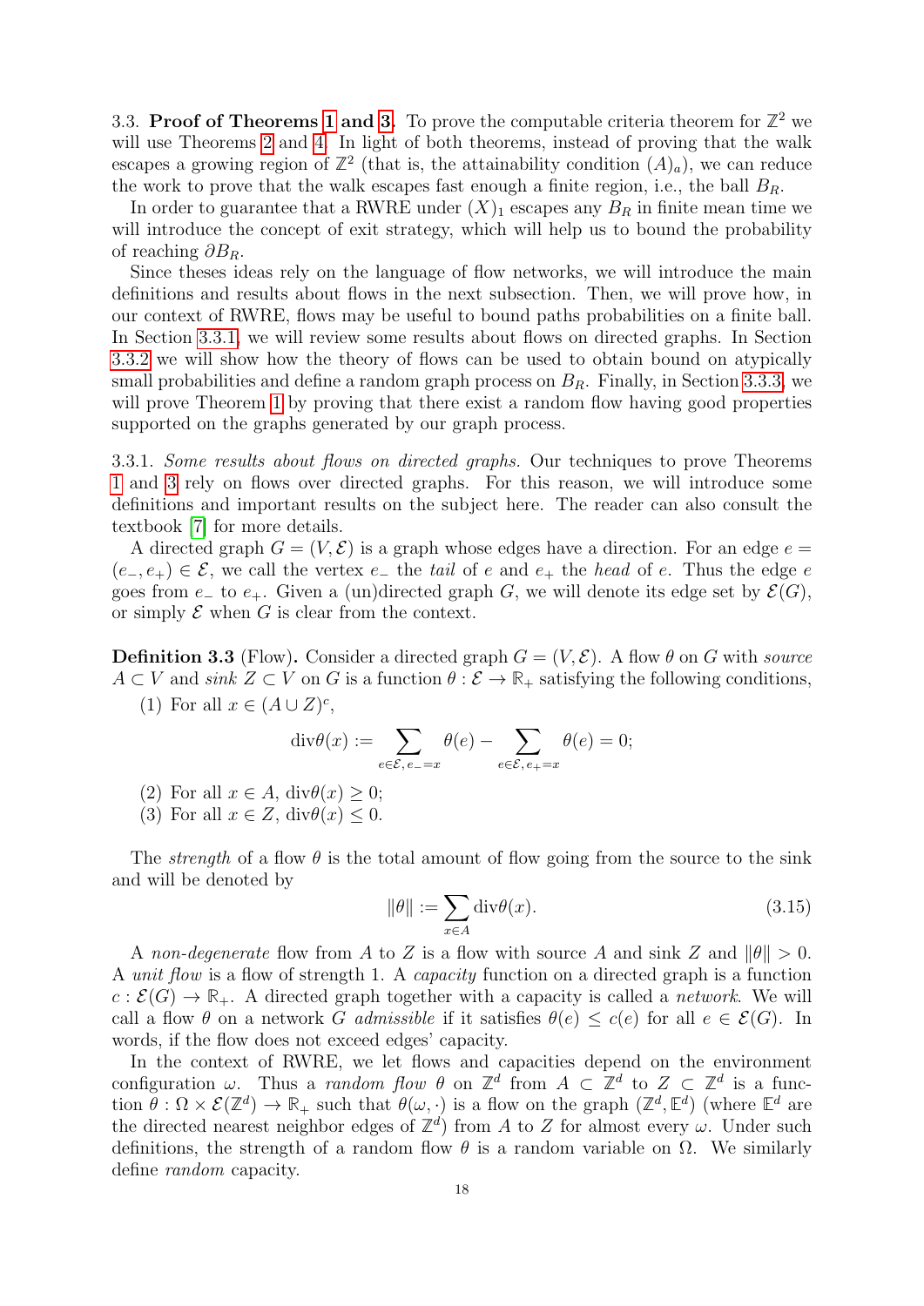3.3. **Proof of Theorems 1 and 3.** To prove the computable criteria theorem for $\mathbb{Z}^2$ we will use Theorems 2 and 4. In light of both theorems, instead of proving that the walk escapes a growing region of $\mathbb{Z}^2$ (that is, the attainability condition $(A)_a$), we can reduce the work to prove that the walk escapes fast enough a finite region, i.e., the ball $B_R$.

In order to guarantee that a RWRE under $(X)_1$ escapes any $B_R$ in finite mean time we will introduce the concept of exit strategy, which will help us to bound the probability of reaching $\partial B_R$.

Since theses ideas rely on the language of flow networks, we will introduce the main definitions and results about flows in the next subsection. Then, we will prove how, in our context of RWRE, flows may be useful to bound paths probabilities on a finite ball. In Section 3.3.1, we will review some results about flows on directed graphs. In Section 3.3.2 we will show how the theory of flows can be used to obtain bound on atypically small probabilities and define a random graph process on $B_R$. Finally, in Section 3.3.3, we will prove Theorem 1 by proving that there exist a random flow having good properties supported on the graphs generated by our graph process.

3.3.1. *Some results about flows on directed graphs.* Our techniques to prove Theorems 1 and 3 rely on flows over directed graphs. For this reason, we will introduce some definitions and important results on the subject here. The reader can also consult the textbook [7] for more details.

A directed graph $G = (V, \mathcal{E})$ is a graph whose edges have a direction. For an edge $e = (e_-, e_+) \in \mathcal{E}$, we call the vertex $e_-$ the *tail* of $e$ and $e_+$ the *head* of $e$. Thus the edge $e$ goes from $e_-$ to $e_+$. Given a (un)directed graph $G$, we will denote its edge set by $\mathcal{E}(G)$, or simply $\mathcal{E}$ when $G$ is clear from the context.

**Definition 3.3** (Flow)**.** Consider a directed graph $G = (V, \mathcal{E})$. A flow $\theta$ on $G$ with *source* $A \subset V$ and *sink* $Z \subset V$ on $G$ is a function $\theta : \mathcal{E} \to \mathbb{R}_+$ satisfying the following conditions,

(1) For all $x \in (A \cup Z)^c$,
$$\operatorname{div}\theta(x) := \sum_{e\in\mathcal{E},\, e_-=x} \theta(e) - \sum_{e\in\mathcal{E},\, e_+=x} \theta(e) = 0;$$
(2) For all $x \in A$, $\operatorname{div}\theta(x) \geq 0$;
(3) For all $x \in Z$, $\operatorname{div}\theta(x) \leq 0$.

The *strength* of a flow $\theta$ is the total amount of flow going from the source to the sink and will be denoted by
$$\|\theta\| := \sum_{x\in A} \operatorname{div}\theta(x). \tag{3.15}$$

A *non-degenerate* flow from $A$ to $Z$ is a flow with source $A$ and sink $Z$ and $\|\theta\| > 0$. A *unit flow* is a flow of strength 1. A *capacity* function on a directed graph is a function $c : \mathcal{E}(G) \to \mathbb{R}_+$. A directed graph together with a capacity is called a *network*. We will call a flow $\theta$ on a network $G$ *admissible* if it satisfies $\theta(e) \leq c(e)$ for all $e \in \mathcal{E}(G)$. In words, if the flow does not exceed edges' capacity.

In the context of RWRE, we let flows and capacities depend on the environment configuration $\omega$. Thus a *random flow* $\theta$ on $\mathbb{Z}^d$ from $A \subset \mathbb{Z}^d$ to $Z \subset \mathbb{Z}^d$ is a function $\theta : \Omega \times \mathcal{E}(\mathbb{Z}^d) \to \mathbb{R}_+$ such that $\theta(\omega, \cdot)$ is a flow on the graph $(\mathbb{Z}^d, \mathbb{E}^d)$ (where $\mathbb{E}^d$ are the directed nearest neighbor edges of $\mathbb{Z}^d$) from $A$ to $Z$ for almost every $\omega$. Under such definitions, the strength of a random flow $\theta$ is a random variable on $\Omega$. We similarly define *random* capacity.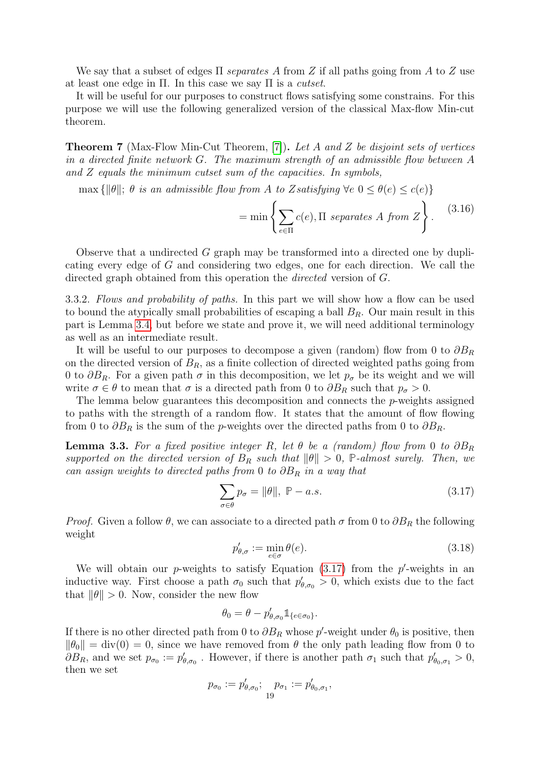We say that a subset of edges $\Pi$ *separates* $A$ from $Z$ if all paths going from $A$ to $Z$ use at least one edge in $\Pi$. In this case we say $\Pi$ is a *cutset*.

It will be useful for our purposes to construct flows satisfying some constrains. For this purpose we will use the following generalized version of the classical Max-flow Min-cut theorem.

**Theorem 7** (Max-Flow Min-Cut Theorem, [7])**.** *Let $A$ and $Z$ be disjoint sets of vertices in a directed finite network $G$. The maximum strength of an admissible flow between $A$ and $Z$ equals the minimum cutset sum of the capacities. In symbols,*

$$\max\{\|\theta\|;\ \theta \text{ is an admissible flow from } A \text{ to } Z \text{satisfying } \forall e\ 0 \leq \theta(e) \leq c(e)\}$$
$$= \min\left\{\sum_{e\in\Pi} c(e), \Pi \text{ separates } A \text{ from } Z\right\}. \tag{3.16}$$

Observe that a undirected $G$ graph may be transformed into a directed one by duplicating every edge of $G$ and considering two edges, one for each direction. We call the directed graph obtained from this operation the *directed* version of $G$.

3.3.2. *Flows and probability of paths.* In this part we will show how a flow can be used to bound the atypically small probabilities of escaping a ball $B_R$. Our main result in this part is Lemma 3.4, but before we state and prove it, we will need additional terminology as well as an intermediate result.

It will be useful to our purposes to decompose a given (random) flow from 0 to $\partial B_R$ on the directed version of $B_R$, as a finite collection of directed weighted paths going from 0 to $\partial B_R$. For a given path $\sigma$ in this decomposition, we let $p_\sigma$ be its weight and we will write $\sigma \in \theta$ to mean that $\sigma$ is a directed path from 0 to $\partial B_R$ such that $p_\sigma > 0$.

The lemma below guarantees this decomposition and connects the $p$-weights assigned to paths with the strength of a random flow. It states that the amount of flow flowing from 0 to $\partial B_R$ is the sum of the $p$-weights over the directed paths from 0 to $\partial B_R$.

**Lemma 3.3.** *For a fixed positive integer $R$, let $\theta$ be a (random) flow from 0 to $\partial B_R$ supported on the directed version of $B_R$ such that $\|\theta\| > 0$, $\mathbb{P}$-almost surely. Then, we can assign weights to directed paths from 0 to $\partial B_R$ in a way that*

$$\sum_{\sigma\in\theta} p_\sigma = \|\theta\|,\ \mathbb{P}-a.s. \tag{3.17}$$

*Proof.* Given a follow $\theta$, we can associate to a directed path $\sigma$ from 0 to $\partial B_R$ the following weight

$$p'_{\theta,\sigma} := \min_{e\in\sigma} \theta(e). \tag{3.18}$$

We will obtain our $p$-weights to satisfy Equation (3.17) from the $p'$-weights in an inductive way. First choose a path $\sigma_0$ such that $p'_{\theta,\sigma_0} > 0$, which exists due to the fact that $\|\theta\| > 0$. Now, consider the new flow

$$\theta_0 = \theta - p'_{\theta,\sigma_0}\mathbb{1}_{\{e\in\sigma_0\}}.$$

If there is no other directed path from 0 to $\partial B_R$ whose $p'$-weight under $\theta_0$ is positive, then $\|\theta_0\| = \text{div}(0) = 0$, since we have removed from $\theta$ the only path leading flow from 0 to $\partial B_R$, and we set $p_{\sigma_0} := p'_{\theta,\sigma_0}$. However, if there is another path $\sigma_1$ such that $p'_{\theta_0,\sigma_1} > 0$, then we set

$$p_{\sigma_0} := p'_{\theta,\sigma_0};\quad p_{\sigma_1} := p'_{\theta_0,\sigma_1},$$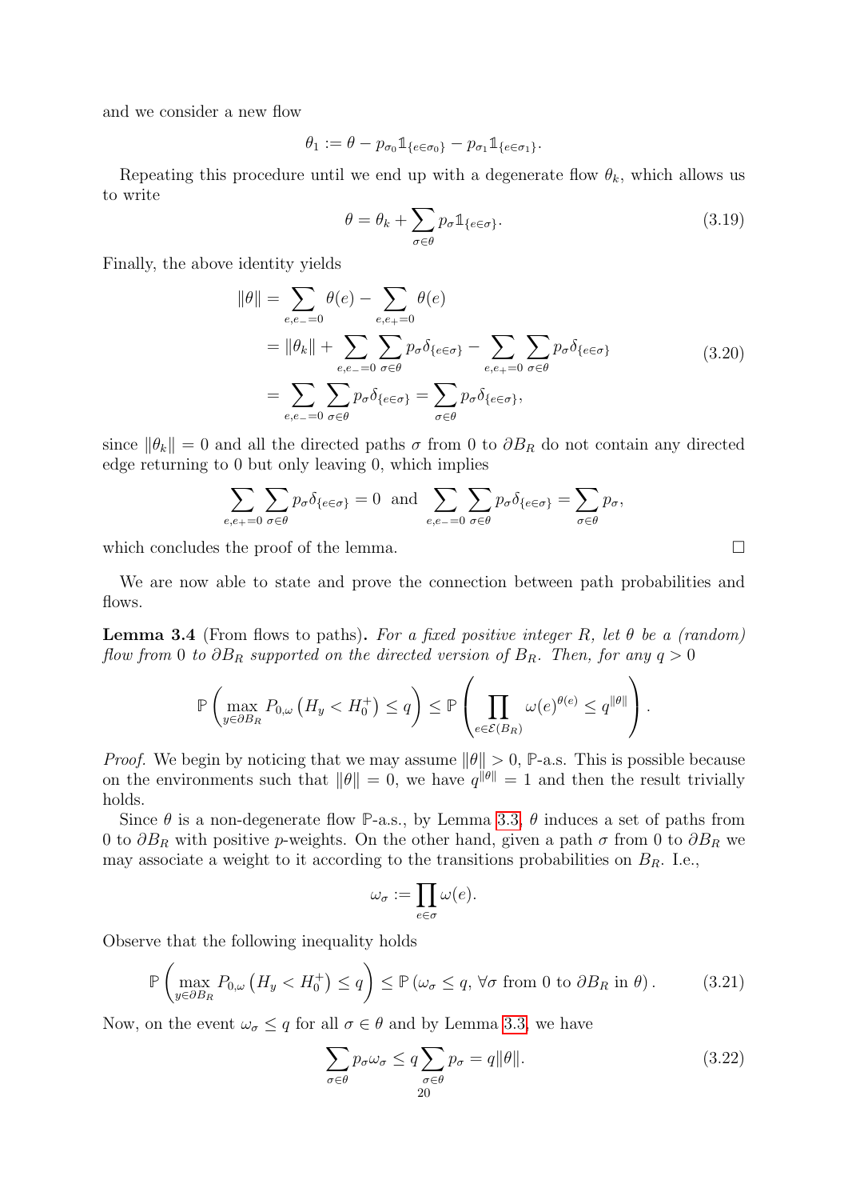and we consider a new flow

$$\theta_1 := \theta - p_{\sigma_0}\mathbb{1}_{\{e\in\sigma_0\}} - p_{\sigma_1}\mathbb{1}_{\{e\in\sigma_1\}}.$$

Repeating this procedure until we end up with a degenerate flow $\theta_k$, which allows us to write

$$\theta = \theta_k + \sum_{\sigma\in\theta} p_\sigma \mathbb{1}_{\{e\in\sigma\}}. \tag{3.19}$$

Finally, the above identity yields

$$\begin{aligned}
\|\theta\| &= \sum_{e,e_-=0} \theta(e) - \sum_{e,e_+=0} \theta(e) \\
&= \|\theta_k\| + \sum_{e,e_-=0}\sum_{\sigma\in\theta} p_\sigma \delta_{\{e\in\sigma\}} - \sum_{e,e_+=0}\sum_{\sigma\in\theta} p_\sigma \delta_{\{e\in\sigma\}} \\
&= \sum_{e,e_-=0}\sum_{\sigma\in\theta} p_\sigma \delta_{\{e\in\sigma\}} = \sum_{\sigma\in\theta} p_\sigma \delta_{\{e\in\sigma\}},
\end{aligned} \tag{3.20}$$

since $\|\theta_k\| = 0$ and all the directed paths $\sigma$ from 0 to $\partial B_R$ do not contain any directed edge returning to 0 but only leaving 0, which implies

$$\sum_{e,e_+=0}\sum_{\sigma\in\theta} p_\sigma \delta_{\{e\in\sigma\}} = 0 \;\text{ and }\; \sum_{e,e_-=0}\sum_{\sigma\in\theta} p_\sigma \delta_{\{e\in\sigma\}} = \sum_{\sigma\in\theta} p_\sigma,$$

which concludes the proof of the lemma. $\square$

We are now able to state and prove the connection between path probabilities and flows.

**Lemma 3.4** (From flows to paths)**.** *For a fixed positive integer $R$, let $\theta$ be a (random) flow from 0 to $\partial B_R$ supported on the directed version of $B_R$. Then, for any $q > 0$*

$$\mathbb{P}\left(\max_{y\in\partial B_R} P_{0,\omega}\left(H_y < H_0^+\right) \le q\right) \le \mathbb{P}\left(\prod_{e\in\mathcal{E}(B_R)} \omega(e)^{\theta(e)} \le q^{\|\theta\|}\right).$$

*Proof.* We begin by noticing that we may assume $\|\theta\| > 0$, $\mathbb{P}$-a.s. This is possible because on the environments such that $\|\theta\| = 0$, we have $q^{\|\theta\|} = 1$ and then the result trivially holds.

Since $\theta$ is a non-degenerate flow $\mathbb{P}$-a.s., by Lemma 3.3, $\theta$ induces a set of paths from 0 to $\partial B_R$ with positive $p$-weights. On the other hand, given a path $\sigma$ from 0 to $\partial B_R$ we may associate a weight to it according to the transitions probabilities on $B_R$. I.e.,

$$\omega_\sigma := \prod_{e\in\sigma} \omega(e).$$

Observe that the following inequality holds

$$\mathbb{P}\left(\max_{y\in\partial B_R} P_{0,\omega}\left(H_y < H_0^+\right) \le q\right) \le \mathbb{P}\left(\omega_\sigma \le q,\ \forall\sigma \text{ from 0 to } \partial B_R \text{ in } \theta\right). \tag{3.21}$$

Now, on the event $\omega_\sigma \le q$ for all $\sigma \in \theta$ and by Lemma 3.3, we have

$$\sum_{\sigma\in\theta} p_\sigma \omega_\sigma \le q \sum_{\sigma\in\theta} p_\sigma = q\|\theta\|. \tag{3.22}$$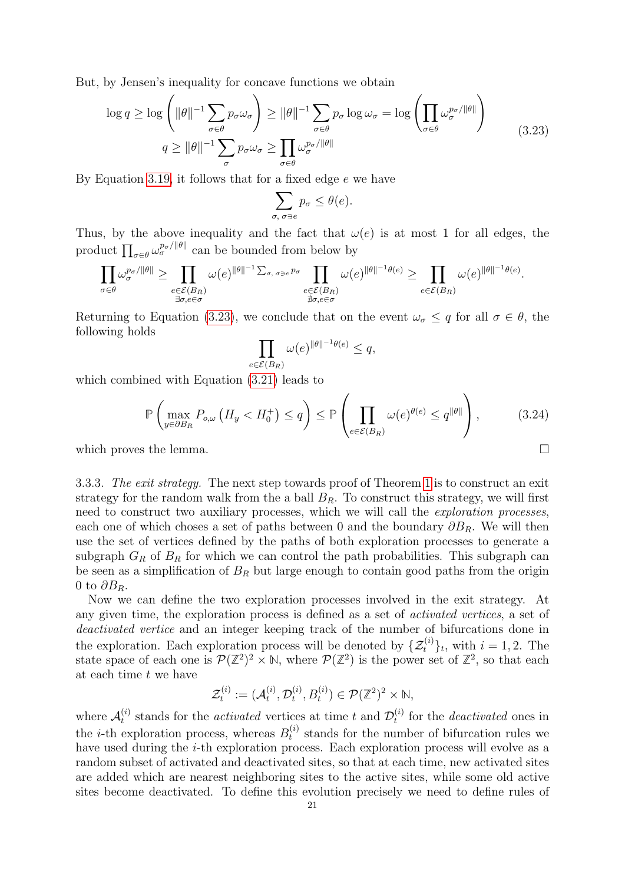But, by Jensen's inequality for concave functions we obtain

$$\begin{aligned} \log q \geq \log\left(\|\theta\|^{-1}\sum_{\sigma\in\theta} p_\sigma \omega_\sigma\right) \geq \|\theta\|^{-1}\sum_{\sigma\in\theta} p_\sigma \log \omega_\sigma = \log\left(\prod_{\sigma\in\theta}\omega_\sigma^{p_\sigma/\|\theta\|}\right) \\ q \geq \|\theta\|^{-1}\sum_{\sigma} p_\sigma \omega_\sigma \geq \prod_{\sigma\in\theta}\omega_\sigma^{p_\sigma/\|\theta\|} \end{aligned} \tag{3.23}$$

By Equation 3.19, it follows that for a fixed edge $e$ we have

$$\sum_{\sigma,\, \sigma\ni e} p_\sigma \leq \theta(e).$$

Thus, by the above inequality and the fact that $\omega(e)$ is at most 1 for all edges, the product $\prod_{\sigma\in\theta}\omega_\sigma^{p_\sigma/\|\theta\|}$ can be bounded from below by

$$\prod_{\sigma\in\theta}\omega_\sigma^{p_\sigma/\|\theta\|} \geq \prod_{\substack{e\in\mathcal{E}(B_R)\\ \exists\sigma, e\in\sigma}} \omega(e)^{\|\theta\|^{-1}\sum_{\sigma,\,\sigma\ni e} p_\sigma} \prod_{\substack{e\in\mathcal{E}(B_R)\\ \nexists\sigma, e\in\sigma}} \omega(e)^{\|\theta\|^{-1}\theta(e)} \geq \prod_{e\in\mathcal{E}(B_R)} \omega(e)^{\|\theta\|^{-1}\theta(e)}.$$

Returning to Equation (3.23), we conclude that on the event $\omega_\sigma \leq q$ for all $\sigma \in \theta$, the following holds

$$\prod_{e\in\mathcal{E}(B_R)} \omega(e)^{\|\theta\|^{-1}\theta(e)} \leq q,$$

which combined with Equation (3.21) leads to

$$\mathbb{P}\left(\max_{y\in\partial B_R} P_{o,\omega}\left(H_y < H_0^+\right) \leq q\right) \leq \mathbb{P}\left(\prod_{e\in\mathcal{E}(B_R)} \omega(e)^{\theta(e)} \leq q^{\|\theta\|}\right), \tag{3.24}$$

which proves the lemma. □

3.3.3. *The exit strategy.* The next step towards proof of Theorem 1 is to construct an exit strategy for the random walk from the a ball $B_R$. To construct this strategy, we will first need to construct two auxiliary processes, which we will call the *exploration processes*, each one of which choses a set of paths between 0 and the boundary $\partial B_R$. We will then use the set of vertices defined by the paths of both exploration processes to generate a subgraph $G_R$ of $B_R$ for which we can control the path probabilities. This subgraph can be seen as a simplification of $B_R$ but large enough to contain good paths from the origin 0 to $\partial B_R$.

Now we can define the two exploration processes involved in the exit strategy. At any given time, the exploration process is defined as a set of *activated vertices*, a set of *deactivated vertice* and an integer keeping track of the number of bifurcations done in the exploration. Each exploration process will be denoted by $\{\mathcal{Z}_t^{(i)}\}_t$, with $i = 1, 2$. The state space of each one is $\mathcal{P}(\mathbb{Z}^2)^2 \times \mathbb{N}$, where $\mathcal{P}(\mathbb{Z}^2)$ is the power set of $\mathbb{Z}^2$, so that each at each time $t$ we have

$$\mathcal{Z}_t^{(i)} := (\mathcal{A}_t^{(i)}, \mathcal{D}_t^{(i)}, B_t^{(i)}) \in \mathcal{P}(\mathbb{Z}^2)^2 \times \mathbb{N},$$

where $\mathcal{A}_t^{(i)}$ stands for the *activated* vertices at time $t$ and $\mathcal{D}_t^{(i)}$ for the *deactivated* ones in the $i$-th exploration process, whereas $B_t^{(i)}$ stands for the number of bifurcation rules we have used during the $i$-th exploration process. Each exploration process will evolve as a random subset of activated and deactivated sites, so that at each time, new activated sites are added which are nearest neighboring sites to the active sites, while some old active sites become deactivated. To define this evolution precisely we need to define rules of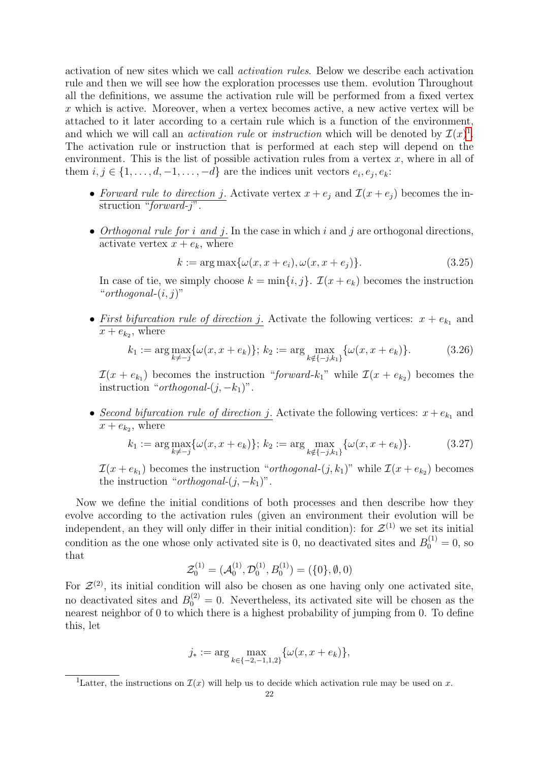activation of new sites which we call *activation rules*. Below we describe each activation rule and then we will see how the exploration processes use them. evolution Throughout all the definitions, we assume the activation rule will be performed from a fixed vertex $x$ which is active. Moreover, when a vertex becomes active, a new active vertex will be attached to it later according to a certain rule which is a function of the environment, and which we will call an *activation rule* or *instruction* which will be denoted by $\mathcal{I}(x)$[1]. The activation rule or instruction that is performed at each step will depend on the environment. This is the list of possible activation rules from a vertex $x$, where in all of them $i, j \in \{1, \dots, d, -1, \dots, -d\}$ are the indices unit vectors $e_i, e_j, e_k$:

- *Forward rule to direction j.* Activate vertex $x + e_j$ and $\mathcal{I}(x + e_j)$ becomes the instruction "*forward-j*".

- *Orthogonal rule for i and j.* In the case in which $i$ and $j$ are orthogonal directions, activate vertex $x + e_k$, where

$$k := \arg\max\{\omega(x, x + e_i), \omega(x, x + e_j)\}. \tag{3.25}$$

  In case of tie, we simply choose $k = \min\{i, j\}$. $\mathcal{I}(x + e_k)$ becomes the instruction "*orthogonal-*$(i, j)$"

- *First bifurcation rule of direction j.* Activate the following vertices: $x + e_{k_1}$ and $x + e_{k_2}$, where

$$k_1 := \arg\max_{k \neq -j}\{\omega(x, x + e_k)\};\ k_2 := \arg\max_{k \notin \{-j, k_1\}}\{\omega(x, x + e_k)\}. \tag{3.26}$$

  $\mathcal{I}(x + e_{k_1})$ becomes the instruction "*forward-*$k_1$" while $\mathcal{I}(x + e_{k_2})$ becomes the instruction "*orthogonal-*$(j, -k_1)$".

- *Second bifurcation rule of direction j.* Activate the following vertices: $x + e_{k_1}$ and $x + e_{k_2}$, where

$$k_1 := \arg\max_{k \neq -j}\{\omega(x, x + e_k)\};\ k_2 := \arg\max_{k \notin \{-j, k_1\}}\{\omega(x, x + e_k)\}. \tag{3.27}$$

  $\mathcal{I}(x + e_{k_1})$ becomes the instruction "*orthogonal-*$(j, k_1)$" while $\mathcal{I}(x + e_{k_2})$ becomes the instruction "*orthogonal-*$(j, -k_1)$".

Now we define the initial conditions of both processes and then describe how they evolve according to the activation rules (given an environment their evolution will be independent, an they will only differ in their initial condition): for $\mathcal{Z}^{(1)}$ we set its initial condition as the one whose only activated site is 0, no deactivated sites and $B_0^{(1)} = 0$, so that

$$\mathcal{Z}_0^{(1)} = (\mathcal{A}_0^{(1)}, \mathcal{D}_0^{(1)}, B_0^{(1)}) = (\{0\}, \emptyset, 0)$$

For $\mathcal{Z}^{(2)}$, its initial condition will also be chosen as one having only one activated site, no deactivated sites and $B_0^{(2)} = 0$. Nevertheless, its activated site will be chosen as the nearest neighbor of 0 to which there is a highest probability of jumping from 0. To define this, let

$$j_* := \arg\max_{k \in \{-2, -1, 1, 2\}}\{\omega(x, x + e_k)\},$$

[1] Latter, the instructions on $\mathcal{I}(x)$ will help us to decide which activation rule may be used on $x$.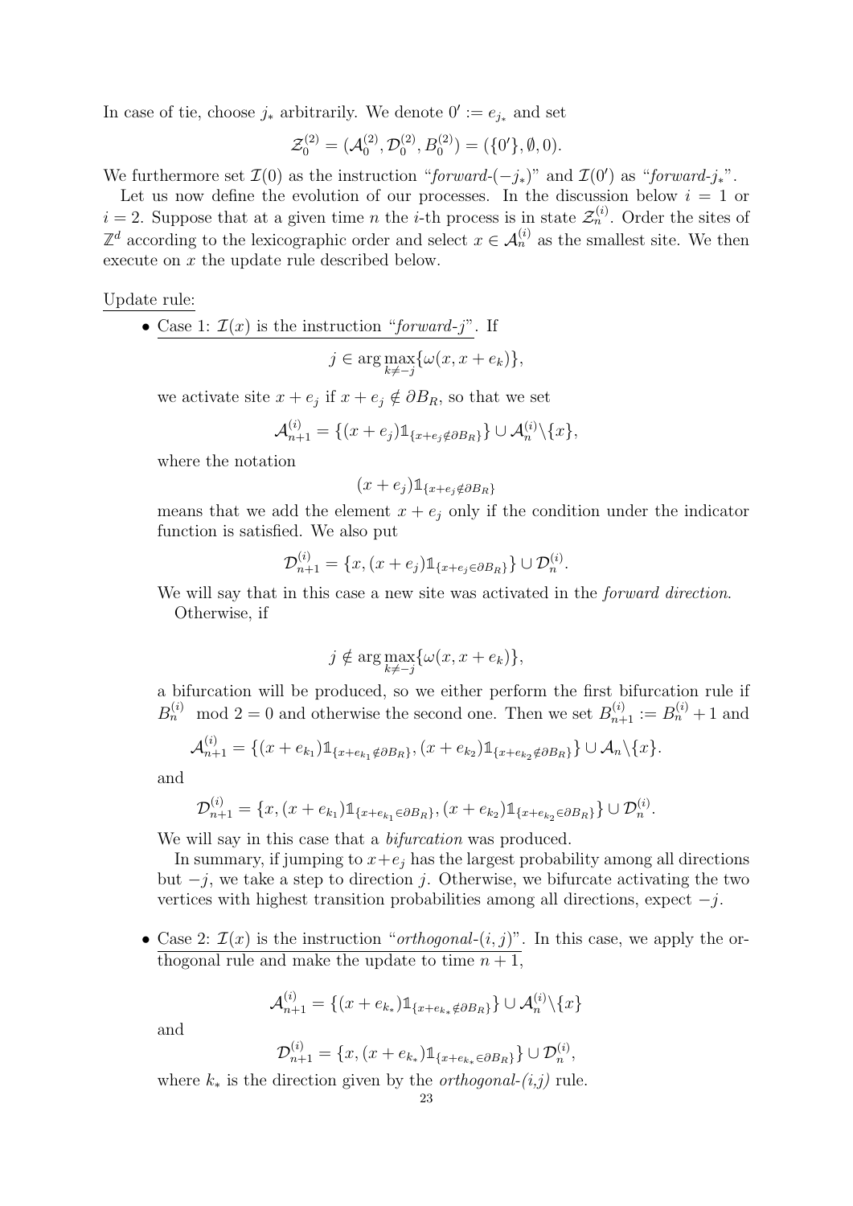In case of tie, choose $j_*$ arbitrarily. We denote $0' := e_{j_*}$ and set

$$\mathcal{Z}_0^{(2)} = (\mathcal{A}_0^{(2)}, \mathcal{D}_0^{(2)}, B_0^{(2)}) = (\{0'\}, \emptyset, 0).$$

We furthermore set $\mathcal{I}(0)$ as the instruction "*forward-*$(-j_*)$" and $\mathcal{I}(0')$ as "*forward-*$j_*$".

Let us now define the evolution of our processes. In the discussion below $i = 1$ or $i = 2$. Suppose that at a given time $n$ the $i$-th process is in state $\mathcal{Z}_n^{(i)}$. Order the sites of $\mathbb{Z}^d$ according to the lexicographic order and select $x \in \mathcal{A}_n^{(i)}$ as the smallest site. We then execute on $x$ the update rule described below.

Update rule:

- Case 1: $\mathcal{I}(x)$ is the instruction "*forward-j*". If

$$j \in \arg\max_{k \neq -j} \{\omega(x, x + e_k)\},$$

we activate site $x + e_j$ if $x + e_j \notin \partial B_R$, so that we set

$$\mathcal{A}_{n+1}^{(i)} = \{(x + e_j)\mathbb{1}_{\{x+e_j \notin \partial B_R\}}\} \cup \mathcal{A}_n^{(i)} \backslash \{x\},$$

where the notation

$$(x + e_j)\mathbb{1}_{\{x+e_j \notin \partial B_R\}}$$

means that we add the element $x + e_j$ only if the condition under the indicator function is satisfied. We also put

$$\mathcal{D}_{n+1}^{(i)} = \{x, (x + e_j)\mathbb{1}_{\{x+e_j \in \partial B_R\}}\} \cup \mathcal{D}_n^{(i)}.$$

We will say that in this case a new site was activated in the *forward direction*.

Otherwise, if

$$j \notin \arg\max_{k \neq -j} \{\omega(x, x + e_k)\},$$

a bifurcation will be produced, so we either perform the first bifurcation rule if $B_n^{(i)} \mod 2 = 0$ and otherwise the second one. Then we set $B_{n+1}^{(i)} := B_n^{(i)} + 1$ and

$$\mathcal{A}_{n+1}^{(i)} = \{(x + e_{k_1})\mathbb{1}_{\{x+e_{k_1} \notin \partial B_R\}}, (x + e_{k_2})\mathbb{1}_{\{x+e_{k_2} \notin \partial B_R\}}\} \cup \mathcal{A}_n \backslash \{x\}.$$

and

$$\mathcal{D}_{n+1}^{(i)} = \{x, (x + e_{k_1})\mathbb{1}_{\{x+e_{k_1} \in \partial B_R\}}, (x + e_{k_2})\mathbb{1}_{\{x+e_{k_2} \in \partial B_R\}}\} \cup \mathcal{D}_n^{(i)}.$$

We will say in this case that a *bifurcation* was produced.

In summary, if jumping to $x + e_j$ has the largest probability among all directions but $-j$, we take a step to direction $j$. Otherwise, we bifurcate activating the two vertices with highest transition probabilities among all directions, expect $-j$.

- Case 2: $\mathcal{I}(x)$ is the instruction "*orthogonal-*$(i, j)$". In this case, we apply the orthogonal rule and make the update to time $n + 1$,

$$\mathcal{A}_{n+1}^{(i)} = \{(x + e_{k_*})\mathbb{1}_{\{x+e_{k_*} \notin \partial B_R\}}\} \cup \mathcal{A}_n^{(i)} \backslash \{x\}$$

and

$$\mathcal{D}_{n+1}^{(i)} = \{x, (x + e_{k_*})\mathbb{1}_{\{x+e_{k_*} \in \partial B_R\}}\} \cup \mathcal{D}_n^{(i)},$$

where $k_*$ is the direction given by the *orthogonal-(i,j)* rule.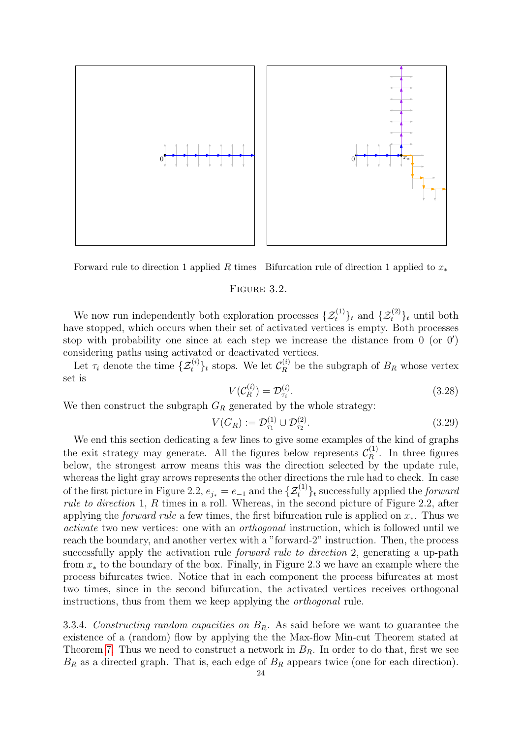Forward rule to direction 1 applied $R$ times   Bifurcation rule of direction 1 applied to $x_*$

FIGURE 3.2.

We now run independently both exploration processes $\{\mathcal{Z}_t^{(1)}\}_t$ and $\{\mathcal{Z}_t^{(2)}\}_t$ until both have stopped, which occurs when their set of activated vertices is empty. Both processes stop with probability one since at each step we increase the distance from 0 (or $0'$) considering paths using activated or deactivated vertices.

Let $\tau_i$ denote the time $\{\mathcal{Z}_t^{(i)}\}_t$ stops. We let $\mathcal{C}_R^{(i)}$ be the subgraph of $B_R$ whose vertex set is

$$V(\mathcal{C}_R^{(i)}) = \mathcal{D}_{\tau_i}^{(i)}. \tag{3.28}$$

We then construct the subgraph $G_R$ generated by the whole strategy:

$$V(G_R) := \mathcal{D}_{\tau_1}^{(1)} \cup \mathcal{D}_{\tau_2}^{(2)}. \tag{3.29}$$

We end this section dedicating a few lines to give some examples of the kind of graphs the exit strategy may generate. All the figures below represents $\mathcal{C}_R^{(1)}$. In three figures below, the strongest arrow means this was the direction selected by the update rule, whereas the light gray arrows represents the other directions the rule had to check. In case of the first picture in Figure 2.2, $e_{j_*} = e_{-1}$ and the $\{\mathcal{Z}_t^{(1)}\}_t$ successfully applied the *forward rule to direction* 1, $R$ times in a roll. Whereas, in the second picture of Figure 2.2, after applying the *forward rule* a few times, the first bifurcation rule is applied on $x_*$. Thus we *activate* two new vertices: one with an *orthogonal* instruction, which is followed until we reach the boundary, and another vertex with a "forward-2" instruction. Then, the process successfully apply the activation rule *forward rule to direction* 2, generating a up-path from $x_*$ to the boundary of the box. Finally, in Figure 2.3 we have an example where the process bifurcates twice. Notice that in each component the process bifurcates at most two times, since in the second bifurcation, the activated vertices receives orthogonal instructions, thus from them we keep applying the *orthogonal* rule.

3.3.4. *Constructing random capacities on $B_R$.* As said before we want to guarantee the existence of a (random) flow by applying the the Max-flow Min-cut Theorem stated at Theorem 7. Thus we need to construct a network in $B_R$. In order to do that, first we see $B_R$ as a directed graph. That is, each edge of $B_R$ appears twice (one for each direction).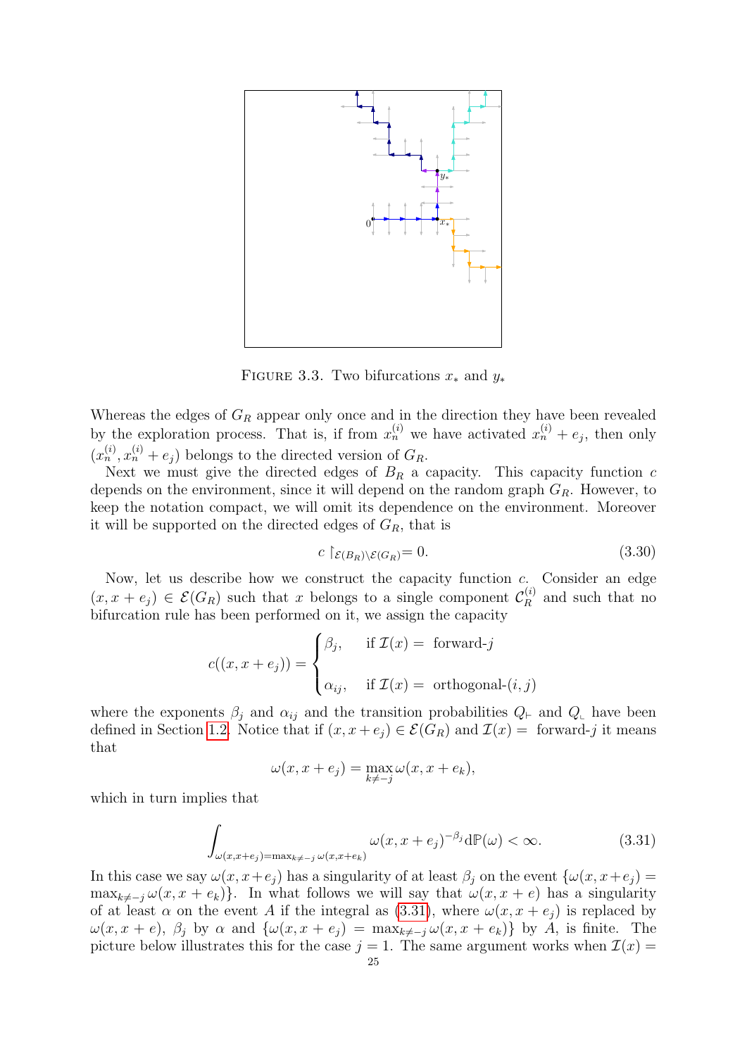FIGURE 3.3. Two bifurcations $x_*$ and $y_*$

Whereas the edges of $G_R$ appear only once and in the direction they have been revealed by the exploration process. That is, if from $x_n^{(i)}$ we have activated $x_n^{(i)} + e_j$, then only $(x_n^{(i)}, x_n^{(i)} + e_j)$ belongs to the directed version of $G_R$.

Next we must give the directed edges of $B_R$ a capacity. This capacity function $c$ depends on the environment, since it will depend on the random graph $G_R$. However, to keep the notation compact, we will omit its dependence on the environment. Moreover it will be supported on the directed edges of $G_R$, that is

$$c \restriction_{\mathcal{E}(B_R)\setminus\mathcal{E}(G_R)} = 0. \tag{3.30}$$

Now, let us describe how we construct the capacity function $c$. Consider an edge $(x, x+e_j) \in \mathcal{E}(G_R)$ such that $x$ belongs to a single component $\mathcal{C}_R^{(i)}$ and such that no bifurcation rule has been performed on it, we assign the capacity

$$c((x, x+e_j)) = \begin{cases} \beta_j, & \text{if } \mathcal{I}(x) = \text{ forward-}j \\ \\ \alpha_{ij}, & \text{if } \mathcal{I}(x) = \text{ orthogonal-}(i,j) \end{cases}$$

where the exponents $\beta_j$ and $\alpha_{ij}$ and the transition probabilities $Q_{\vdash}$ and $Q_{\llcorner}$ have been defined in Section 1.2. Notice that if $(x, x+e_j) \in \mathcal{E}(G_R)$ and $\mathcal{I}(x) =$ forward-$j$ it means that

$$\omega(x, x+e_j) = \max_{k \neq -j} \omega(x, x+e_k),$$

which in turn implies that

$$\int_{\omega(x,x+e_j)=\max_{k\neq -j}\omega(x,x+e_k)} \omega(x, x+e_j)^{-\beta_j} \mathrm{d}\mathbb{P}(\omega) < \infty. \tag{3.31}$$

In this case we say $\omega(x, x+e_j)$ has a singularity of at least $\beta_j$ on the event $\{\omega(x, x+e_j) = \max_{k\neq -j}\omega(x, x+e_k)\}$. In what follows we will say that $\omega(x, x+e)$ has a singularity of at least $\alpha$ on the event $A$ if the integral as (3.31), where $\omega(x, x+e_j)$ is replaced by $\omega(x, x+e)$, $\beta_j$ by $\alpha$ and $\{\omega(x, x+e_j) = \max_{k\neq -j}\omega(x, x+e_k)\}$ by $A$, is finite. The picture below illustrates this for the case $j = 1$. The same argument works when $\mathcal{I}(x) =$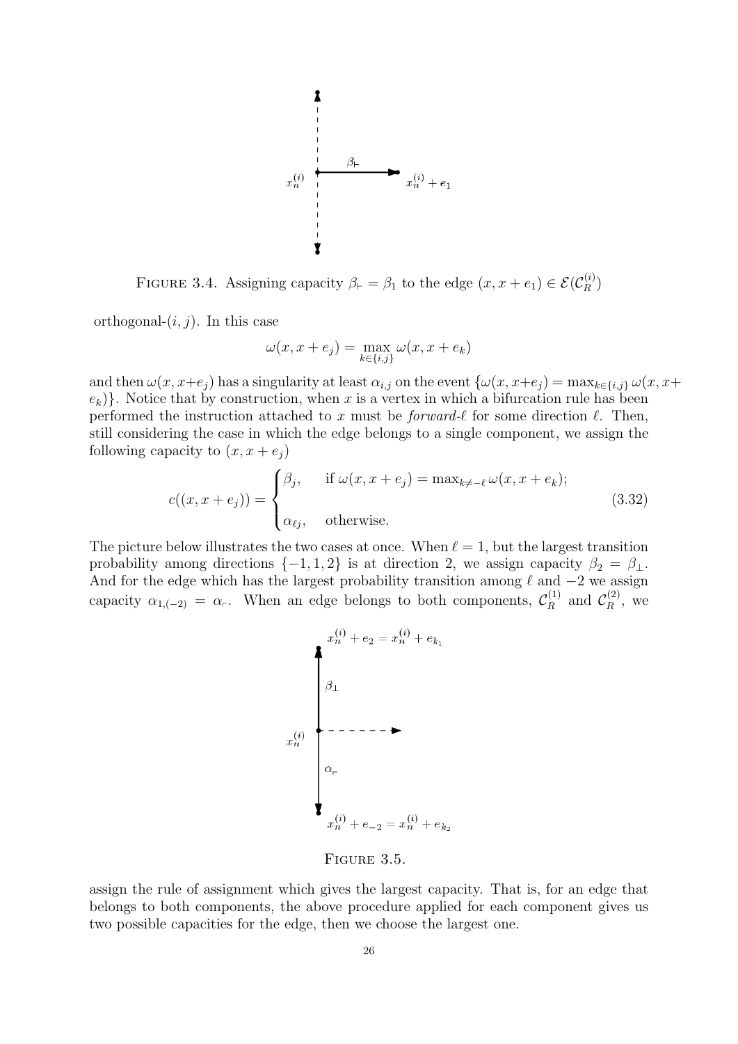FIGURE 3.4. Assigning capacity $\beta_{\vdash} = \beta_1$ to the edge $(x, x+e_1) \in \mathcal{E}(\mathcal{C}_R^{(i)})$

orthogonal-$(i,j)$. In this case

$$\omega(x, x+e_j) = \max_{k \in \{i,j\}} \omega(x, x+e_k)$$

and then $\omega(x, x+e_j)$ has a singularity at least $\alpha_{i,j}$ on the event $\{\omega(x, x+e_j) = \max_{k\in\{i,j\}} \omega(x, x+e_k)\}$. Notice that by construction, when $x$ is a vertex in which a bifurcation rule has been performed the instruction attached to $x$ must be *forward-$\ell$* for some direction $\ell$. Then, still considering the case in which the edge belongs to a single component, we assign the following capacity to $(x, x+e_j)$

$$c((x, x+e_j)) = \begin{cases} \beta_j, & \text{if } \omega(x, x+e_j) = \max_{k \neq -\ell} \omega(x, x+e_k); \\ \\ \alpha_{\ell j}, & \text{otherwise.} \end{cases} \tag{3.32}$$

The picture below illustrates the two cases at once. When $\ell = 1$, but the largest transition probability among directions $\{-1, 1, 2\}$ is at direction 2, we assign capacity $\beta_2 = \beta_{\perp}$. And for the edge which has the largest probability transition among $\ell$ and $-2$ we assign capacity $\alpha_{1,(-2)} = \alpha_{\ulcorner}$. When an edge belongs to both components, $\mathcal{C}_R^{(1)}$ and $\mathcal{C}_R^{(2)}$, we

FIGURE 3.5.

assign the rule of assignment which gives the largest capacity. That is, for an edge that belongs to both components, the above procedure applied for each component gives us two possible capacities for the edge, then we choose the largest one.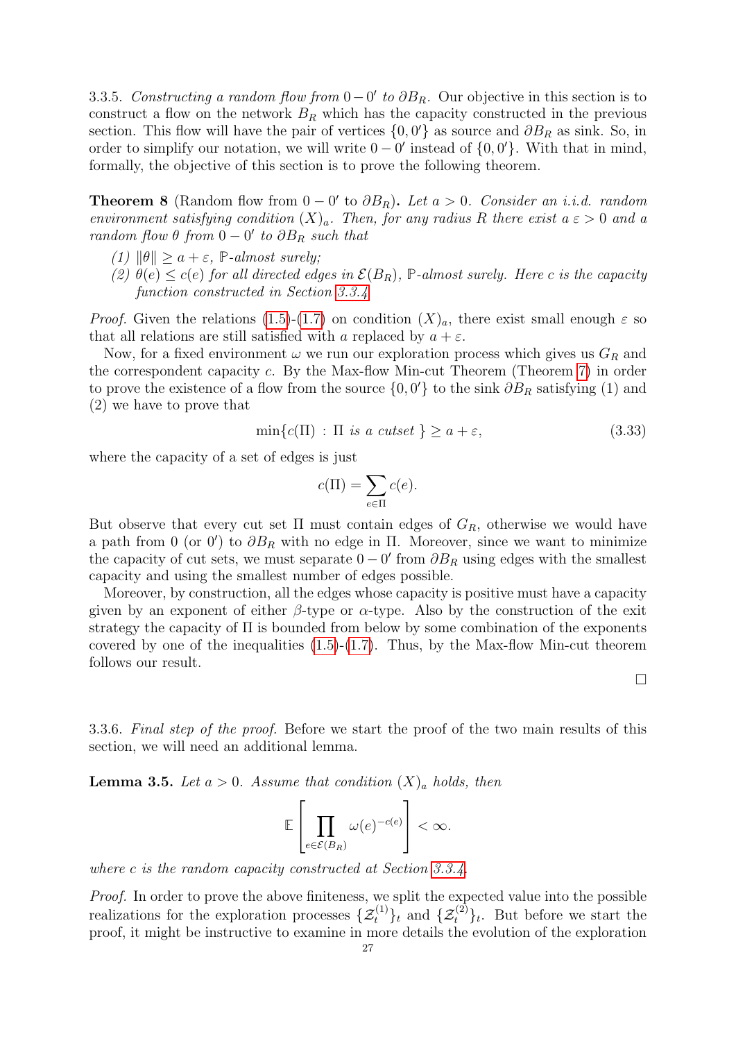3.3.5. *Constructing a random flow from $0-0'$ to $\partial B_R$.* Our objective in this section is to construct a flow on the network $B_R$ which has the capacity constructed in the previous section. This flow will have the pair of vertices $\{0, 0'\}$ as source and $\partial B_R$ as sink. So, in order to simplify our notation, we will write $0-0'$ instead of $\{0,0'\}$. With that in mind, formally, the objective of this section is to prove the following theorem.

**Theorem 8** (Random flow from $0-0'$ to $\partial B_R$)**.** *Let $a > 0$. Consider an i.i.d. random environment satisfying condition $(X)_a$. Then, for any radius $R$ there exist a $\varepsilon > 0$ and a random flow $\theta$ from $0-0'$ to $\partial B_R$ such that*

*(1) $\|\theta\| \geq a+\varepsilon$, $\mathbb{P}$-almost surely;*

*(2) $\theta(e) \leq c(e)$ for all directed edges in $\mathcal{E}(B_R)$, $\mathbb{P}$-almost surely. Here $c$ is the capacity function constructed in Section 3.3.4.*

*Proof.* Given the relations (1.5)-(1.7) on condition $(X)_a$, there exist small enough $\varepsilon$ so that all relations are still satisfied with $a$ replaced by $a+\varepsilon$.

Now, for a fixed environment $\omega$ we run our exploration process which gives us $G_R$ and the correspondent capacity $c$. By the Max-flow Min-cut Theorem (Theorem 7) in order to prove the existence of a flow from the source $\{0,0'\}$ to the sink $\partial B_R$ satisfying (1) and (2) we have to prove that

$$\min\{c(\Pi) \,:\, \Pi \text{ is a cutset } \} \geq a+\varepsilon, \tag{3.33}$$

where the capacity of a set of edges is just

$$c(\Pi) = \sum_{e\in\Pi} c(e).$$

But observe that every cut set $\Pi$ must contain edges of $G_R$, otherwise we would have a path from $0$ (or $0'$) to $\partial B_R$ with no edge in $\Pi$. Moreover, since we want to minimize the capacity of cut sets, we must separate $0-0'$ from $\partial B_R$ using edges with the smallest capacity and using the smallest number of edges possible.

Moreover, by construction, all the edges whose capacity is positive must have a capacity given by an exponent of either $\beta$-type or $\alpha$-type. Also by the construction of the exit strategy the capacity of $\Pi$ is bounded from below by some combination of the exponents covered by one of the inequalities (1.5)-(1.7). Thus, by the Max-flow Min-cut theorem follows our result.

□

3.3.6. *Final step of the proof.* Before we start the proof of the two main results of this section, we will need an additional lemma.

**Lemma 3.5.** *Let $a > 0$. Assume that condition $(X)_a$ holds, then*

$$\mathbb{E}\left[\prod_{e\in\mathcal{E}(B_R)} \omega(e)^{-c(e)}\right] < \infty.$$

*where $c$ is the random capacity constructed at Section 3.3.4.*

*Proof.* In order to prove the above finiteness, we split the expected value into the possible realizations for the exploration processes $\{\mathcal{Z}^{(1)}_t\}_t$ and $\{\mathcal{Z}^{(2)}_t\}_t$. But before we start the proof, it might be instructive to examine in more details the evolution of the exploration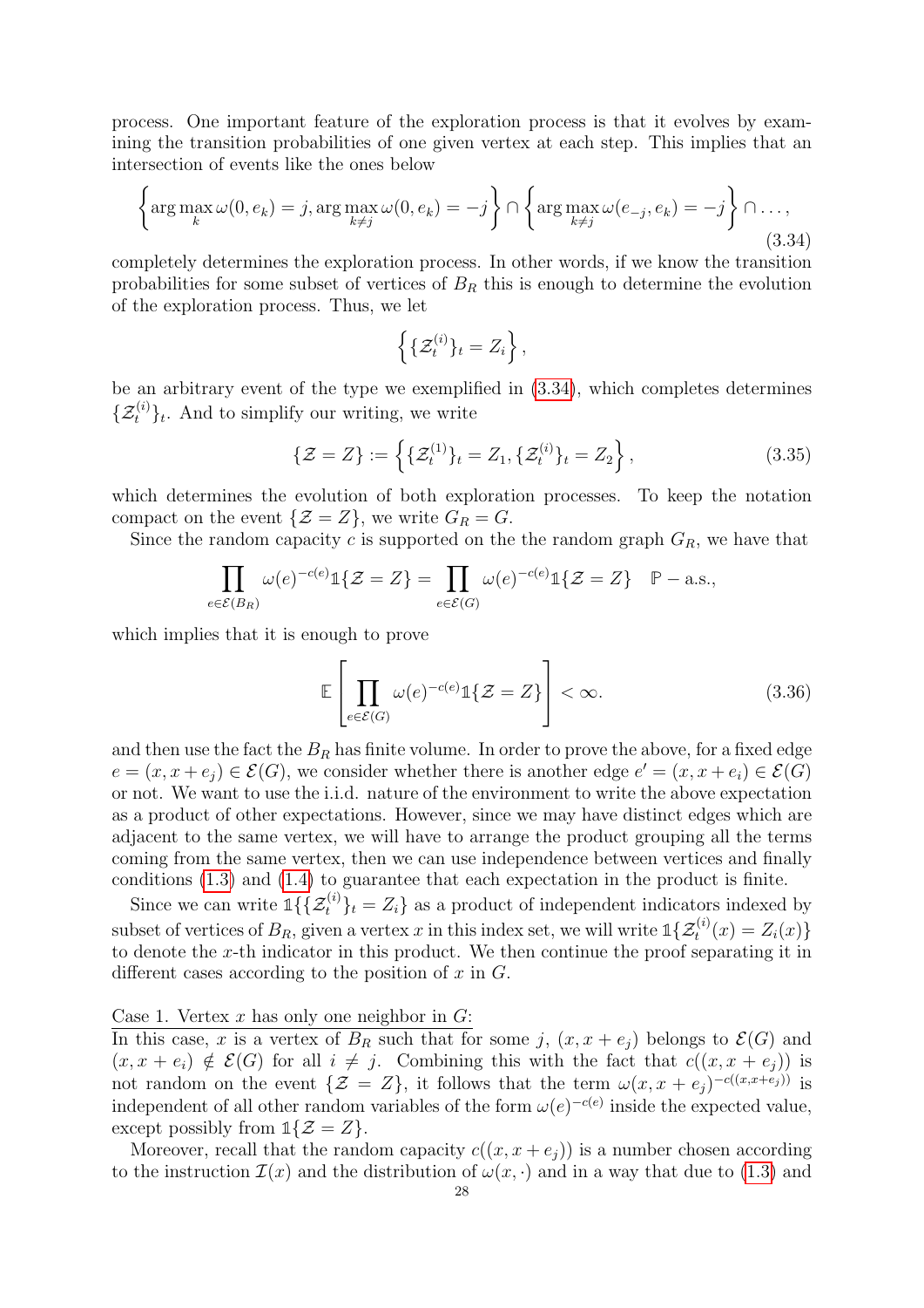process. One important feature of the exploration process is that it evolves by examining the transition probabilities of one given vertex at each step. This implies that an intersection of events like the ones below

$$\left\{ \arg\max_{k} \omega(0, e_k) = j, \arg\max_{k \neq j} \omega(0, e_k) = -j \right\} \cap \left\{ \arg\max_{k \neq j} \omega(e_{-j}, e_k) = -j \right\} \cap \ldots, \tag{3.34}$$

completely determines the exploration process. In other words, if we know the transition probabilities for some subset of vertices of $B_R$ this is enough to determine the evolution of the exploration process. Thus, we let

$$\left\{ \{\mathcal{Z}_t^{(i)}\}_t = Z_i \right\},$$

be an arbitrary event of the type we exemplified in (3.34), which completes determines $\{\mathcal{Z}_t^{(i)}\}_t$. And to simplify our writing, we write

$$\{\mathcal{Z} = Z\} := \left\{ \{\mathcal{Z}_t^{(1)}\}_t = Z_1, \{\mathcal{Z}_t^{(i)}\}_t = Z_2 \right\}, \tag{3.35}$$

which determines the evolution of both exploration processes. To keep the notation compact on the event $\{\mathcal{Z} = Z\}$, we write $G_R = G$.

Since the random capacity $c$ is supported on the the random graph $G_R$, we have that

$$\prod_{e \in \mathcal{E}(B_R)} \omega(e)^{-c(e)} \mathbb{1}\{\mathcal{Z} = Z\} = \prod_{e \in \mathcal{E}(G)} \omega(e)^{-c(e)} \mathbb{1}\{\mathcal{Z} = Z\} \quad \mathbb{P}-\text{a.s.},$$

which implies that it is enough to prove

$$\mathbb{E}\left[ \prod_{e \in \mathcal{E}(G)} \omega(e)^{-c(e)} \mathbb{1}\{\mathcal{Z} = Z\} \right] < \infty. \tag{3.36}$$

and then use the fact the $B_R$ has finite volume. In order to prove the above, for a fixed edge $e = (x, x + e_j) \in \mathcal{E}(G)$, we consider whether there is another edge $e' = (x, x + e_i) \in \mathcal{E}(G)$ or not. We want to use the i.i.d. nature of the environment to write the above expectation as a product of other expectations. However, since we may have distinct edges which are adjacent to the same vertex, we will have to arrange the product grouping all the terms coming from the same vertex, then we can use independence between vertices and finally conditions (1.3) and (1.4) to guarantee that each expectation in the product is finite.

Since we can write $\mathbb{1}\{\{\mathcal{Z}_t^{(i)}\}_t = Z_i\}$ as a product of independent indicators indexed by subset of vertices of $B_R$, given a vertex $x$ in this index set, we will write $\mathbb{1}\{\mathcal{Z}_t^{(i)}(x) = Z_i(x)\}$ to denote the $x$-th indicator in this product. We then continue the proof separating it in different cases according to the position of $x$ in $G$.

<u>Case 1. Vertex $x$ has only one neighbor in $G$:</u>
In this case, $x$ is a vertex of $B_R$ such that for some $j$, $(x, x + e_j)$ belongs to $\mathcal{E}(G)$ and $(x, x + e_i) \notin \mathcal{E}(G)$ for all $i \neq j$. Combining this with the fact that $c((x, x + e_j))$ is not random on the event $\{\mathcal{Z} = Z\}$, it follows that the term $\omega(x, x + e_j)^{-c((x,x+e_j))}$ is independent of all other random variables of the form $\omega(e)^{-c(e)}$ inside the expected value, except possibly from $\mathbb{1}\{\mathcal{Z} = Z\}$.

Moreover, recall that the random capacity $c((x, x + e_j))$ is a number chosen according to the instruction $\mathcal{I}(x)$ and the distribution of $\omega(x, \cdot)$ and in a way that due to (1.3) and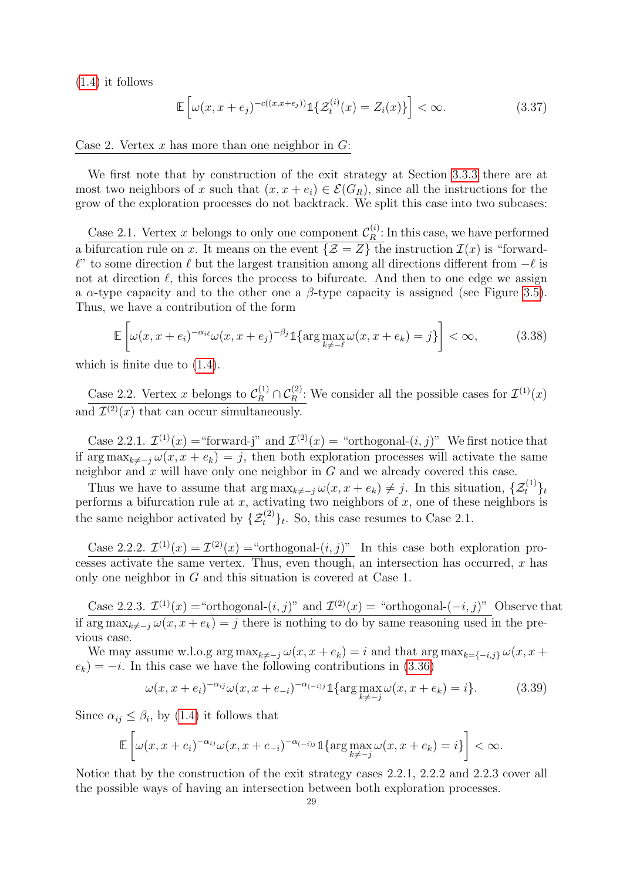(1.4) it follows

$$\mathbb{E}\left[\omega(x, x+e_j)^{-c((x,x+e_j))}\mathbb{1}\{\mathcal{Z}_t^{(i)}(x) = Z_i(x)\}\right] < \infty. \tag{3.37}$$

Case 2. Vertex $x$ has more than one neighbor in $G$:

We first note that by construction of the exit strategy at Section 3.3.3 there are at most two neighbors of $x$ such that $(x, x+e_i) \in \mathcal{E}(G_R)$, since all the instructions for the grow of the exploration processes do not backtrack. We split this case into two subcases:

Case 2.1. Vertex $x$ belongs to only one component $\mathcal{C}_R^{(i)}$: In this case, we have performed a bifurcation rule on $x$. It means on the event $\{\mathcal{Z} = Z\}$ the instruction $\mathcal{I}(x)$ is "forward-$\ell$" to some direction $\ell$ but the largest transition among all directions different from $-\ell$ is not at direction $\ell$, this forces the process to bifurcate. And then to one edge we assign a $\alpha$-type capacity and to the other one a $\beta$-type capacity is assigned (see Figure 3.5). Thus, we have a contribution of the form

$$\mathbb{E}\left[\omega(x, x+e_i)^{-\alpha_{i\ell}}\omega(x, x+e_j)^{-\beta_j}\mathbb{1}\{\arg\max_{k\neq -\ell}\omega(x, x+e_k) = j\}\right] < \infty, \tag{3.38}$$

which is finite due to (1.4).

Case 2.2. Vertex $x$ belongs to $\mathcal{C}_R^{(1)} \cap \mathcal{C}_R^{(2)}$: We consider all the possible cases for $\mathcal{I}^{(1)}(x)$ and $\mathcal{I}^{(2)}(x)$ that can occur simultaneously.

Case 2.2.1. $\mathcal{I}^{(1)}(x) =$"forward-j" and $\mathcal{I}^{(2)}(x) =$ "orthogonal-$(i, j)$" We first notice that if $\arg\max_{k\neq -j}\omega(x, x+e_k) = j$, then both exploration processes will activate the same neighbor and $x$ will have only one neighbor in $G$ and we already covered this case.

Thus we have to assume that $\arg\max_{k\neq -j}\omega(x, x+e_k) \neq j$. In this situation, $\{\mathcal{Z}_t^{(1)}\}_t$ performs a bifurcation rule at $x$, activating two neighbors of $x$, one of these neighbors is the same neighbor activated by $\{\mathcal{Z}_t^{(2)}\}_t$. So, this case resumes to Case 2.1.

Case 2.2.2. $\mathcal{I}^{(1)}(x) = \mathcal{I}^{(2)}(x) =$"orthogonal-$(i, j)$" In this case both exploration processes activate the same vertex. Thus, even though, an intersection has occurred, $x$ has only one neighbor in $G$ and this situation is covered at Case 1.

Case 2.2.3. $\mathcal{I}^{(1)}(x) =$"orthogonal-$(i, j)$" and $\mathcal{I}^{(2)}(x) =$ "orthogonal-$(-i, j)$" Observe that if $\arg\max_{k\neq -j}\omega(x, x+e_k) = j$ there is nothing to do by same reasoning used in the previous case.

We may assume w.l.o.g $\arg\max_{k\neq -j}\omega(x, x+e_k) = i$ and that $\arg\max_{k=\{-i,j\}}\omega(x, x+e_k) = -i$. In this case we have the following contributions in (3.36)

$$\omega(x, x+e_i)^{-\alpha_{ij}}\omega(x, x+e_{-i})^{-\alpha_{(-i)j}}\mathbb{1}\{\arg\max_{k\neq -j}\omega(x, x+e_k) = i\}. \tag{3.39}$$

Since $\alpha_{ij} \leq \beta_i$, by (1.4) it follows that

$$\mathbb{E}\left[\omega(x, x+e_i)^{-\alpha_{ij}}\omega(x, x+e_{-i})^{-\alpha_{(-i)j}}\mathbb{1}\{\arg\max_{k\neq -j}\omega(x, x+e_k) = i\}\right] < \infty.$$

Notice that by the construction of the exit strategy cases 2.2.1, 2.2.2 and 2.2.3 cover all the possible ways of having an intersection between both exploration processes.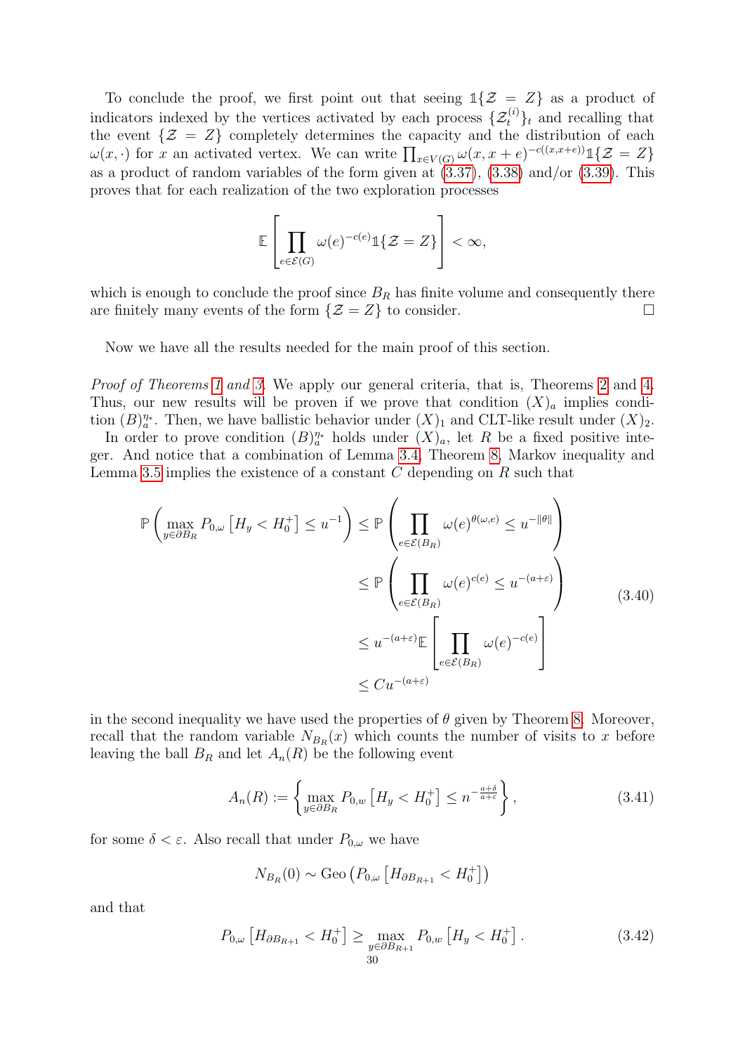To conclude the proof, we first point out that seeing $\mathbb{1}\{\mathcal{Z} = Z\}$ as a product of indicators indexed by the vertices activated by each process $\{\mathcal{Z}_t^{(i)}\}_t$ and recalling that the event $\{\mathcal{Z} = Z\}$ completely determines the capacity and the distribution of each $\omega(x, \cdot)$ for $x$ an activated vertex. We can write $\prod_{x \in V(G)} \omega(x, x+e)^{-c((x,x+e))} \mathbb{1}\{\mathcal{Z} = Z\}$ as a product of random variables of the form given at (3.37), (3.38) and/or (3.39). This proves that for each realization of the two exploration processes

$$
\mathbb{E}\left[\prod_{e \in \mathcal{E}(G)} \omega(e)^{-c(e)} \mathbb{1}\{\mathcal{Z} = Z\}\right] < \infty,
$$

which is enough to conclude the proof since $B_R$ has finite volume and consequently there are finitely many events of the form $\{\mathcal{Z} = Z\}$ to consider. $\square$

Now we have all the results needed for the main proof of this section.

*Proof of Theorems 1 and 3.* We apply our general criteria, that is, Theorems 2 and 4. Thus, our new results will be proven if we prove that condition $(X)_a$ implies condition $(B)_a^{\eta_*}$. Then, we have ballistic behavior under $(X)_1$ and CLT-like result under $(X)_2$.

In order to prove condition $(B)_a^{\eta_*}$ holds under $(X)_a$, let $R$ be a fixed positive integer. And notice that a combination of Lemma 3.4, Theorem 8, Markov inequality and Lemma 3.5 implies the existence of a constant $C$ depending on $R$ such that

$$
\begin{aligned}
\mathbb{P}\left(\max_{y \in \partial B_R} P_{0,\omega}\left[H_y < H_0^+\right] \leq u^{-1}\right) &\leq \mathbb{P}\left(\prod_{e \in \mathcal{E}(B_R)} \omega(e)^{\theta(\omega,e)} \leq u^{-\|\theta\|}\right) \\
&\leq \mathbb{P}\left(\prod_{e \in \mathcal{E}(B_R)} \omega(e)^{c(e)} \leq u^{-(a+\varepsilon)}\right) \\
&\leq u^{-(a+\varepsilon)} \mathbb{E}\left[\prod_{e \in \mathcal{E}(B_R)} \omega(e)^{-c(e)}\right] \\
&\leq C u^{-(a+\varepsilon)}
\end{aligned}
\tag{3.40}
$$

in the second inequality we have used the properties of $\theta$ given by Theorem 8. Moreover, recall that the random variable $N_{B_R}(x)$ which counts the number of visits to $x$ before leaving the ball $B_R$ and let $A_n(R)$ be the following event

$$
A_n(R) := \left\{\max_{y \in \partial B_R} P_{0,w}\left[H_y < H_0^+\right] \leq n^{-\frac{a+\delta}{a+\varepsilon}}\right\}, \tag{3.41}
$$

for some $\delta < \varepsilon$. Also recall that under $P_{0,\omega}$ we have

$$
N_{B_R}(0) \sim \mathrm{Geo}\left(P_{0,\omega}\left[H_{\partial B_{R+1}} < H_0^+\right]\right)
$$

and that

$$
P_{0,\omega}\left[H_{\partial B_{R+1}} < H_0^+\right] \geq \max_{y \in \partial B_{R+1}} P_{0,w}\left[H_y < H_0^+\right]. \tag{3.42}
$$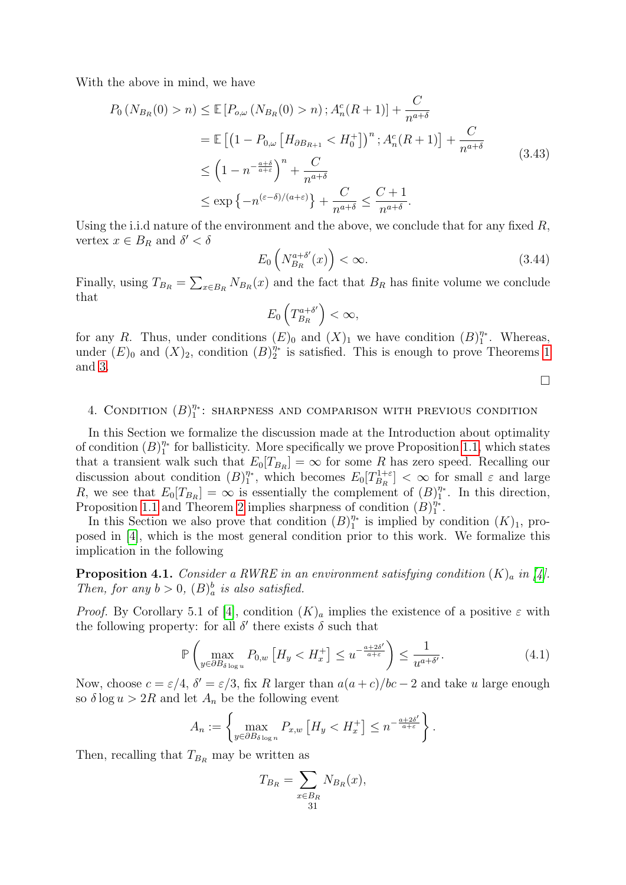With the above in mind, we have

$$
\begin{aligned}
P_0\left(N_{B_R}(0) > n\right) &\leq \mathbb{E}\left[P_{o,\omega}\left(N_{B_R}(0) > n\right); A_n^c(R+1)\right] + \frac{C}{n^{a+\delta}} \\
&= \mathbb{E}\left[\left(1 - P_{0,\omega}\left[H_{\partial B_{R+1}} < H_0^+\right]\right)^n; A_n^c(R+1)\right] + \frac{C}{n^{a+\delta}} \\
&\leq \left(1 - n^{-\frac{a+\delta}{a+\varepsilon}}\right)^n + \frac{C}{n^{a+\delta}} \\
&\leq \exp\left\{-n^{(\varepsilon-\delta)/(a+\varepsilon)}\right\} + \frac{C}{n^{a+\delta}} \leq \frac{C+1}{n^{a+\delta}}.
\end{aligned}
\tag{3.43}
$$

Using the i.i.d nature of the environment and the above, we conclude that for any fixed $R$, vertex $x \in B_R$ and $\delta' < \delta$

$$
E_0\left(N_{B_R}^{a+\delta'}(x)\right) < \infty. \tag{3.44}
$$

Finally, using $T_{B_R} = \sum_{x \in B_R} N_{B_R}(x)$ and the fact that $B_R$ has finite volume we conclude that

$$
E_0\left(T_{B_R}^{a+\delta'}\right) < \infty,
$$

for any $R$. Thus, under conditions $(E)_0$ and $(X)_1$ we have condition $(B)_1^{\eta_*}$. Whereas, under $(E)_0$ and $(X)_2$, condition $(B)_2^{\eta_*}$ is satisfied. This is enough to prove Theorems 1 and 3.

□

## 4. Condition $(B)_1^{\eta_*}$: sharpness and comparison with previous condition

In this Section we formalize the discussion made at the Introduction about optimality of condition $(B)_1^{\eta_*}$ for ballisticity. More specifically we prove Proposition 1.1, which states that a transient walk such that $E_0[T_{B_R}] = \infty$ for some $R$ has zero speed. Recalling our discussion about condition $(B)_1^{\eta_*}$, which becomes $E_0[T_{B_R}^{1+\varepsilon}] < \infty$ for small $\varepsilon$ and large $R$, we see that $E_0[T_{B_R}] = \infty$ is essentially the complement of $(B)_1^{\eta_*}$. In this direction, Proposition 1.1 and Theorem 2 implies sharpness of condition $(B)_1^{\eta_*}$.

In this Section we also prove that condition $(B)_1^{\eta_*}$ is implied by condition $(K)_1$, proposed in [4], which is the most general condition prior to this work. We formalize this implication in the following

**Proposition 4.1.** *Consider a RWRE in an environment satisfying condition $(K)_a$ in [4]. Then, for any $b > 0$, $(B)_a^b$ is also satisfied.*

*Proof.* By Corollary 5.1 of [4], condition $(K)_a$ implies the existence of a positive $\varepsilon$ with the following property: for all $\delta'$ there exists $\delta$ such that

$$
\mathbb{P}\left(\max_{y \in \partial B_{\delta \log u}} P_{0,w}\left[H_y < H_x^+\right] \leq u^{-\frac{a+2\delta'}{a+\varepsilon}}\right) \leq \frac{1}{u^{a+\delta'}}. \tag{4.1}
$$

Now, choose $c = \varepsilon/4$, $\delta' = \varepsilon/3$, fix $R$ larger than $a(a+c)/bc - 2$ and take $u$ large enough so $\delta \log u > 2R$ and let $A_n$ be the following event

$$
A_n := \left\{\max_{y \in \partial B_{\delta \log n}} P_{x,w}\left[H_y < H_x^+\right] \leq n^{-\frac{a+2\delta'}{a+\varepsilon}}\right\}.
$$

Then, recalling that $T_{B_R}$ may be written as

$$
T_{B_R} = \sum_{x \in B_R} N_{B_R}(x),
$$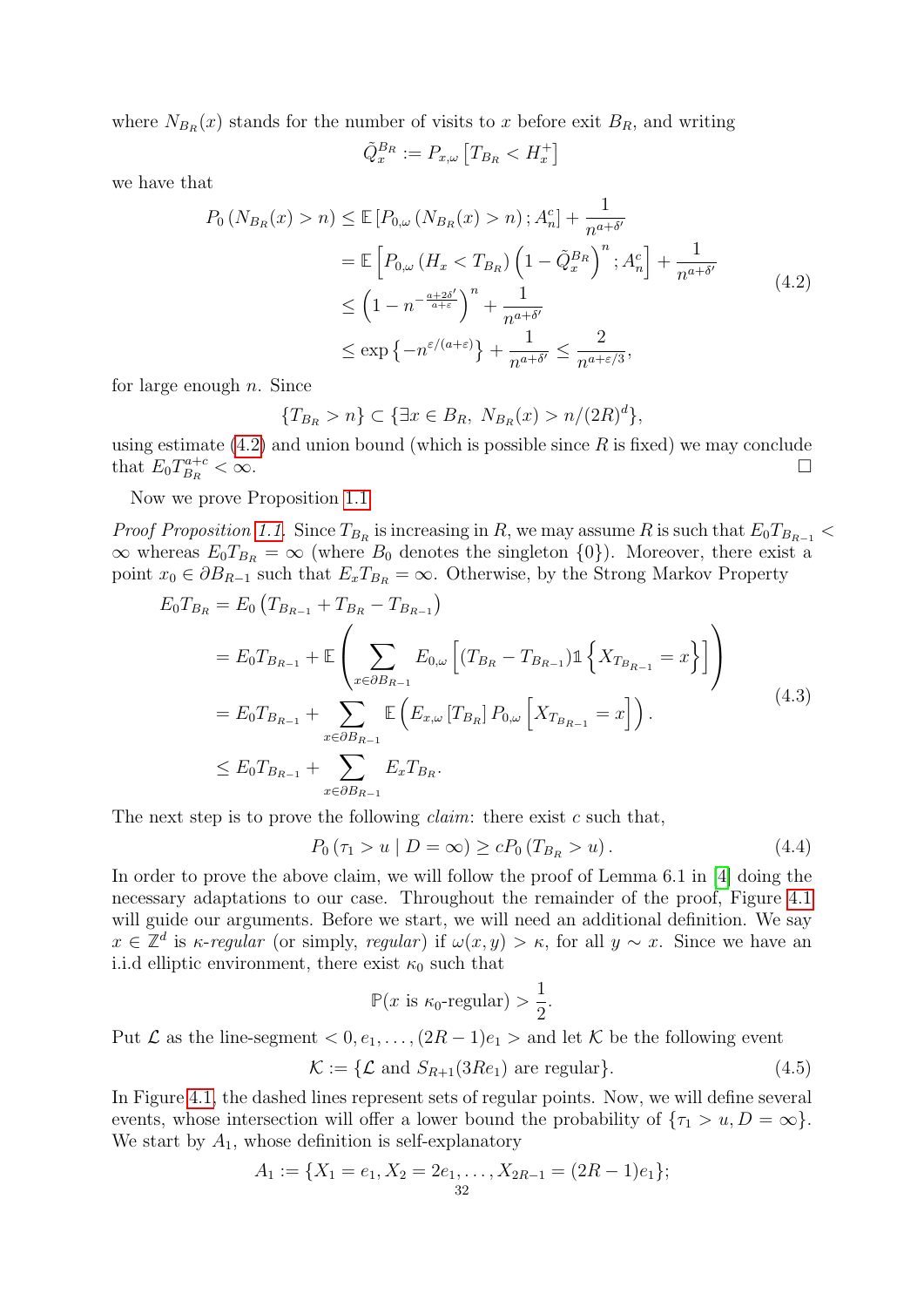where $N_{B_R}(x)$ stands for the number of visits to $x$ before exit $B_R$, and writing

$$\tilde{Q}_x^{B_R} := P_{x,\omega}\left[T_{B_R} < H_x^+\right]$$

we have that

$$\begin{aligned}
P_0\left(N_{B_R}(x) > n\right) &\leq \mathbb{E}\left[P_{0,\omega}\left(N_{B_R}(x) > n\right); A_n^c\right] + \frac{1}{n^{a+\delta'}} \\
&= \mathbb{E}\left[P_{0,\omega}\left(H_x < T_{B_R}\right)\left(1 - \tilde{Q}_x^{B_R}\right)^n; A_n^c\right] + \frac{1}{n^{a+\delta'}} \\
&\leq \left(1 - n^{-\frac{a+2\delta'}{a+\varepsilon}}\right)^n + \frac{1}{n^{a+\delta'}} \\
&\leq \exp\left\{-n^{\varepsilon/(a+\varepsilon)}\right\} + \frac{1}{n^{a+\delta'}} \leq \frac{2}{n^{a+\varepsilon/3}},
\end{aligned} \tag{4.2}$$

for large enough $n$. Since

$$\{T_{B_R} > n\} \subset \{\exists x \in B_R,\ N_{B_R}(x) > n/(2R)^d\},$$

using estimate (4.2) and union bound (which is possible since $R$ is fixed) we may conclude that $E_0 T_{B_R}^{a+c} < \infty$. $\square$

Now we prove Proposition 1.1.

*Proof Proposition 1.1.* Since $T_{B_R}$ is increasing in $R$, we may assume $R$ is such that $E_0 T_{B_{R-1}} < \infty$ whereas $E_0 T_{B_R} = \infty$ (where $B_0$ denotes the singleton $\{0\}$). Moreover, there exist a point $x_0 \in \partial B_{R-1}$ such that $E_x T_{B_R} = \infty$. Otherwise, by the Strong Markov Property

$$\begin{aligned}
E_0 T_{B_R} &= E_0\left(T_{B_{R-1}} + T_{B_R} - T_{B_{R-1}}\right) \\
&= E_0 T_{B_{R-1}} + \mathbb{E}\left(\sum_{x \in \partial B_{R-1}} E_{0,\omega}\left[(T_{B_R} - T_{B_{R-1}})\mathbb{1}\left\{X_{T_{B_{R-1}}} = x\right\}\right]\right) \\
&= E_0 T_{B_{R-1}} + \sum_{x \in \partial B_{R-1}} \mathbb{E}\left(E_{x,\omega}\left[T_{B_R}\right] P_{0,\omega}\left[X_{T_{B_{R-1}}} = x\right]\right). \\
&\leq E_0 T_{B_{R-1}} + \sum_{x \in \partial B_{R-1}} E_x T_{B_R}.
\end{aligned} \tag{4.3}$$

The next step is to prove the following *claim*: there exist $c$ such that,

$$P_0\left(\tau_1 > u \mid D = \infty\right) \geq c P_0\left(T_{B_R} > u\right). \tag{4.4}$$

In order to prove the above claim, we will follow the proof of Lemma 6.1 in [4] doing the necessary adaptations to our case. Throughout the remainder of the proof, Figure 4.1 will guide our arguments. Before we start, we will need an additional definition. We say $x \in \mathbb{Z}^d$ is $\kappa$*-regular* (or simply, *regular*) if $\omega(x, y) > \kappa$, for all $y \sim x$. Since we have an i.i.d elliptic environment, there exist $\kappa_0$ such that

$$\mathbb{P}(x \text{ is } \kappa_0\text{-regular}) > \frac{1}{2}.$$

Put $\mathcal{L}$ as the line-segment $< 0, e_1, \ldots, (2R-1)e_1 >$ and let $\mathcal{K}$ be the following event

$$\mathcal{K} := \{\mathcal{L} \text{ and } S_{R+1}(3Re_1) \text{ are regular}\}. \tag{4.5}$$

In Figure 4.1, the dashed lines represent sets of regular points. Now, we will define several events, whose intersection will offer a lower bound the probability of $\{\tau_1 > u, D = \infty\}$. We start by $A_1$, whose definition is self-explanatory

$$A_1 := \{X_1 = e_1, X_2 = 2e_1, \ldots, X_{2R-1} = (2R-1)e_1\};$$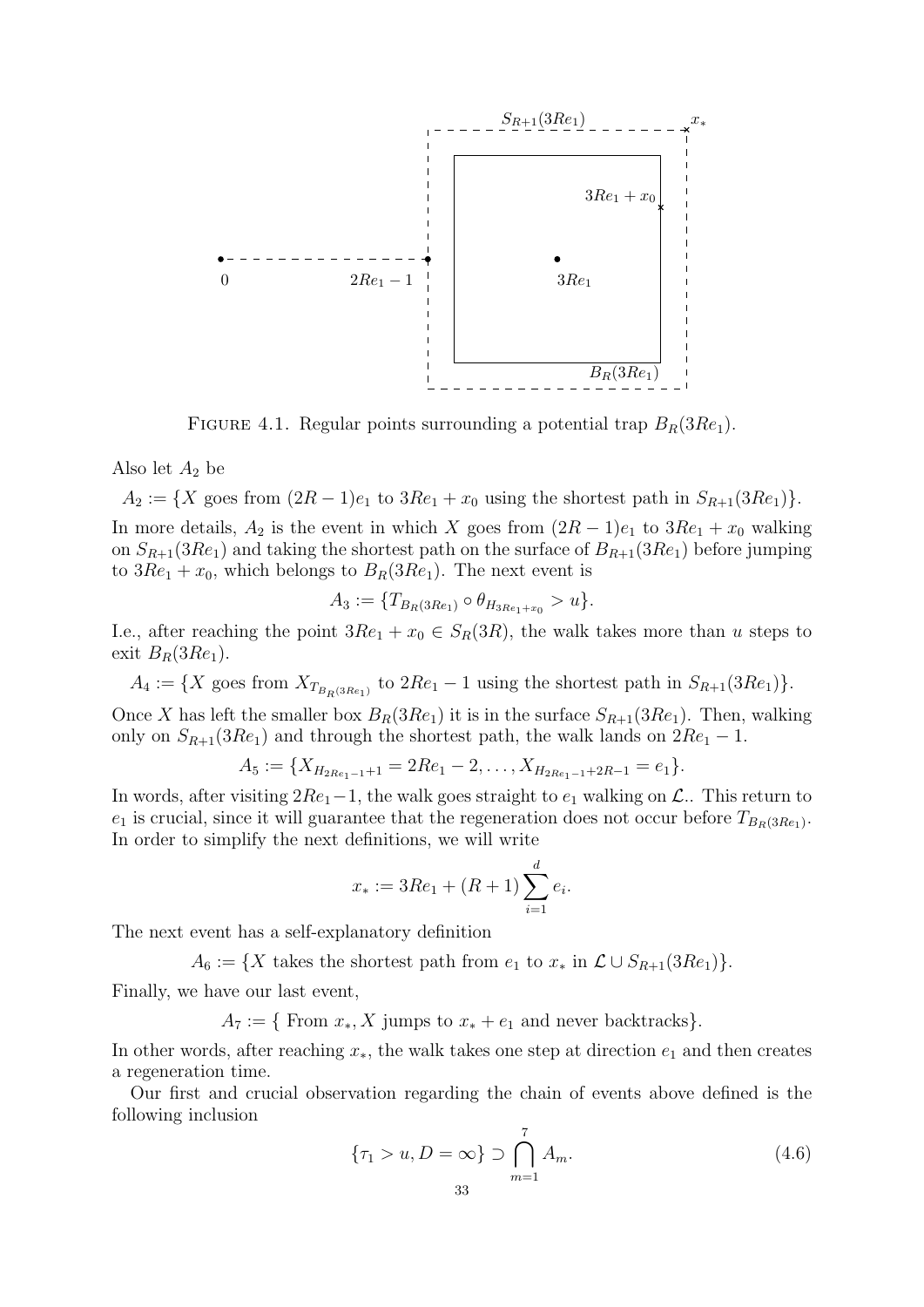FIGURE 4.1. Regular points surrounding a potential trap $B_R(3Re_1)$.

Also let $A_2$ be

$$A_2 := \{X \text{ goes from } (2R-1)e_1 \text{ to } 3Re_1 + x_0 \text{ using the shortest path in } S_{R+1}(3Re_1)\}.$$

In more details, $A_2$ is the event in which $X$ goes from $(2R-1)e_1$ to $3Re_1 + x_0$ walking on $S_{R+1}(3Re_1)$ and taking the shortest path on the surface of $B_{R+1}(3Re_1)$ before jumping to $3Re_1 + x_0$, which belongs to $B_R(3Re_1)$. The next event is

$$A_3 := \{T_{B_R(3Re_1)} \circ \theta_{H_{3Re_1+x_0}} > u\}.$$

I.e., after reaching the point $3Re_1 + x_0 \in S_R(3R)$, the walk takes more than $u$ steps to exit $B_R(3Re_1)$.

$$A_4 := \{X \text{ goes from } X_{T_{B_R(3Re_1)}} \text{ to } 2Re_1 - 1 \text{ using the shortest path in } S_{R+1}(3Re_1)\}.$$

Once $X$ has left the smaller box $B_R(3Re_1)$ it is in the surface $S_{R+1}(3Re_1)$. Then, walking only on $S_{R+1}(3Re_1)$ and through the shortest path, the walk lands on $2Re_1 - 1$.

$$A_5 := \{X_{H_{2Re_1-1}+1} = 2Re_1 - 2, \ldots, X_{H_{2Re_1-1}+2R-1} = e_1\}.$$

In words, after visiting $2Re_1 - 1$, the walk goes straight to $e_1$ walking on $\mathcal{L}$.. This return to $e_1$ is crucial, since it will guarantee that the regeneration does not occur before $T_{B_R(3Re_1)}$. In order to simplify the next definitions, we will write

$$x_* := 3Re_1 + (R+1)\sum_{i=1}^{d} e_i.$$

The next event has a self-explanatory definition

$$A_6 := \{X \text{ takes the shortest path from } e_1 \text{ to } x_* \text{ in } \mathcal{L} \cup S_{R+1}(3Re_1)\}.$$

Finally, we have our last event,

$$A_7 := \{\text{ From } x_*, X \text{ jumps to } x_* + e_1 \text{ and never backtracks}\}.$$

In other words, after reaching $x_*$, the walk takes one step at direction $e_1$ and then creates a regeneration time.

Our first and crucial observation regarding the chain of events above defined is the following inclusion

$$\{\tau_1 > u, D = \infty\} \supset \bigcap_{m=1}^{7} A_m. \tag{4.6}$$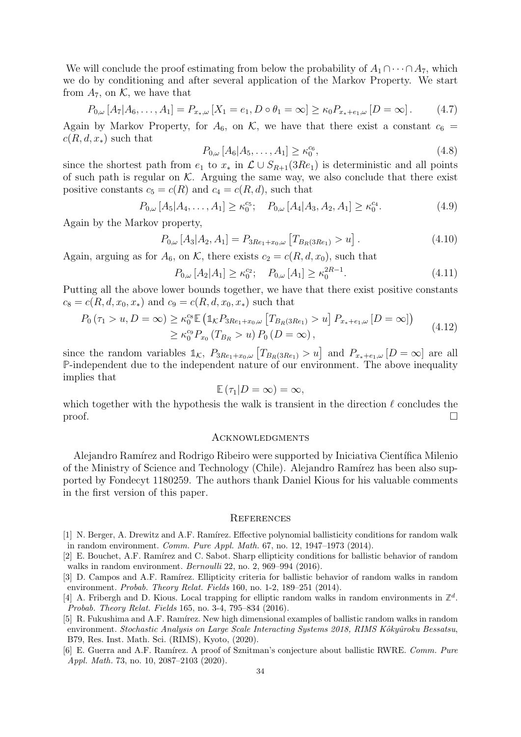We will conclude the proof estimating from below the probability of $A_1 \cap \cdots \cap A_7$, which we do by conditioning and after several application of the Markov Property. We start from $A_7$, on $\mathcal{K}$, we have that

$$P_{0,\omega}\left[A_7|A_6,\ldots,A_1\right] = P_{x_*,\omega}\left[X_1 = e_1, D\circ\theta_1 = \infty\right] \geq \kappa_0 P_{x_*+e_1,\omega}\left[D = \infty\right]. \tag{4.7}$$

Again by Markov Property, for $A_6$, on $\mathcal{K}$, we have that there exist a constant $c_6 = c(R,d,x_*)$ such that

$$P_{0,\omega}\left[A_6|A_5,\ldots,A_1\right] \geq \kappa_0^{c_6}, \tag{4.8}$$

since the shortest path from $e_1$ to $x_*$ in $\mathcal{L}\cup S_{R+1}(3Re_1)$ is deterministic and all points of such path is regular on $\mathcal{K}$. Arguing the same way, we also conclude that there exist positive constants $c_5 = c(R)$ and $c_4 = c(R,d)$, such that

$$P_{0,\omega}\left[A_5|A_4,\ldots,A_1\right] \geq \kappa_0^{c_5}; \quad P_{0,\omega}\left[A_4|A_3,A_2,A_1\right] \geq \kappa_0^{c_4}. \tag{4.9}$$

Again by the Markov property,

$$P_{0,\omega}\left[A_3|A_2,A_1\right] = P_{3Re_1+x_0,\omega}\left[T_{B_R(3Re_1)} > u\right]. \tag{4.10}$$

Again, arguing as for $A_6$, on $\mathcal{K}$, there exists $c_2 = c(R,d,x_0)$, such that

$$P_{0,\omega}\left[A_2|A_1\right] \geq \kappa_0^{c_2}; \quad P_{0,\omega}\left[A_1\right] \geq \kappa_0^{2R-1}. \tag{4.11}$$

Putting all the above lower bounds together, we have that there exist positive constants $c_8 = c(R,d,x_0,x_*)$ and $c_9 = c(R,d,x_0,x_*)$ such that

$$\begin{aligned} P_0\left(\tau_1 > u, D = \infty\right) &\geq \kappa_0^{c_8}\mathbb{E}\left(\mathbb{1}_{\mathcal{K}} P_{3Re_1+x_0,\omega}\left[T_{B_R(3Re_1)} > u\right] P_{x_*+e_1,\omega}\left[D = \infty\right]\right) \\ &\geq \kappa_0^{c_9} P_{x_0}\left(T_{B_R} > u\right) P_0\left(D = \infty\right), \end{aligned} \tag{4.12}$$

since the random variables $\mathbb{1}_{\mathcal{K}}$, $P_{3Re_1+x_0,\omega}\left[T_{B_R(3Re_1)} > u\right]$ and $P_{x_*+e_1,\omega}\left[D = \infty\right]$ are all $\mathbb{P}$-independent due to the independent nature of our environment. The above inequality implies that

$$\mathbb{E}\left(\tau_1 | D = \infty\right) = \infty,$$

which together with the hypothesis the walk is transient in the direction $\ell$ concludes the proof. $\square$

## Acknowledgments

Alejandro Ramírez and Rodrigo Ribeiro were supported by Iniciativa Científica Milenio of the Ministry of Science and Technology (Chile). Alejandro Ramírez has been also supported by Fondecyt 1180259. The authors thank Daniel Kious for his valuable comments in the first version of this paper.

## References

[1] N. Berger, A. Drewitz and A.F. Ramírez. Effective polynomial ballisticity conditions for random walk in random environment. *Comm. Pure Appl. Math.* 67, no. 12, 1947–1973 (2014).

[2] E. Bouchet, A.F. Ramírez and C. Sabot. Sharp ellipticity conditions for ballistic behavior of random walks in random environment. *Bernoulli* 22, no. 2, 969–994 (2016).

[3] D. Campos and A.F. Ramírez. Ellipticity criteria for ballistic behavior of random walks in random environment. *Probab. Theory Relat. Fields* 160, no. 1-2, 189–251 (2014).

[4] A. Fribergh and D. Kious. Local trapping for elliptic random walks in random environments in $\mathbb{Z}^d$. *Probab. Theory Relat. Fields* 165, no. 3-4, 795–834 (2016).

[5] R. Fukushima and A.F. Ramírez. New high dimensional examples of ballistic random walks in random environment. *Stochastic Analysis on Large Scale Interacting Systems 2018, RIMS Kôkyûroku Bessatsu*, B79, Res. Inst. Math. Sci. (RIMS), Kyoto, (2020).

[6] E. Guerra and A.F. Ramírez. A proof of Sznitman's conjecture about ballistic RWRE. *Comm. Pure Appl. Math.* 73, no. 10, 2087–2103 (2020).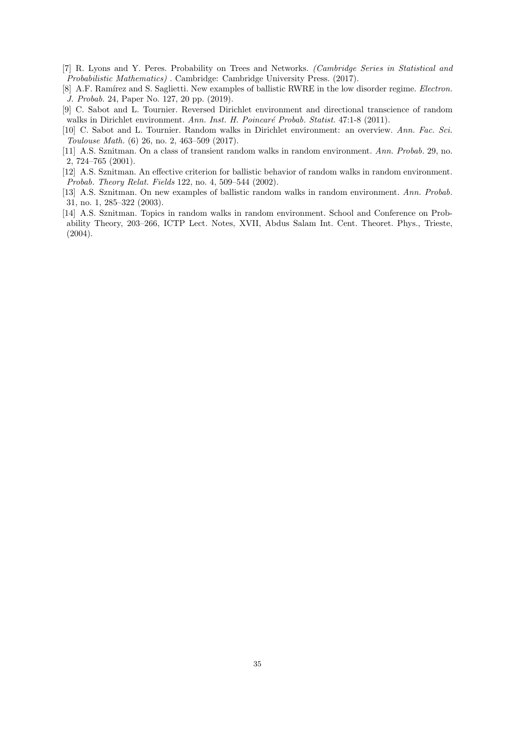[7] R. Lyons and Y. Peres. Probability on Trees and Networks. *(Cambridge Series in Statistical and Probabilistic Mathematics)* . Cambridge: Cambridge University Press. (2017).

[8] A.F. Ramírez and S. Saglietti. New examples of ballistic RWRE in the low disorder regime. *Electron. J. Probab.* 24, Paper No. 127, 20 pp. (2019).

[9] C. Sabot and L. Tournier. Reversed Dirichlet environment and directional transcience of random walks in Dirichlet environment. *Ann. Inst. H. Poincaré Probab. Statist.* 47:1-8 (2011).

[10] C. Sabot and L. Tournier. Random walks in Dirichlet environment: an overview. *Ann. Fac. Sci. Toulouse Math.* (6) 26, no. 2, 463–509 (2017).

[11] A.S. Sznitman. On a class of transient random walks in random environment. *Ann. Probab.* 29, no. 2, 724–765 (2001).

[12] A.S. Sznitman. An effective criterion for ballistic behavior of random walks in random environment. *Probab. Theory Relat. Fields* 122, no. 4, 509–544 (2002).

[13] A.S. Sznitman. On new examples of ballistic random walks in random environment. *Ann. Probab.* 31, no. 1, 285–322 (2003).

[14] A.S. Sznitman. Topics in random walks in random environment. School and Conference on Probability Theory, 203–266, ICTP Lect. Notes, XVII, Abdus Salam Int. Cent. Theoret. Phys., Trieste, (2004).